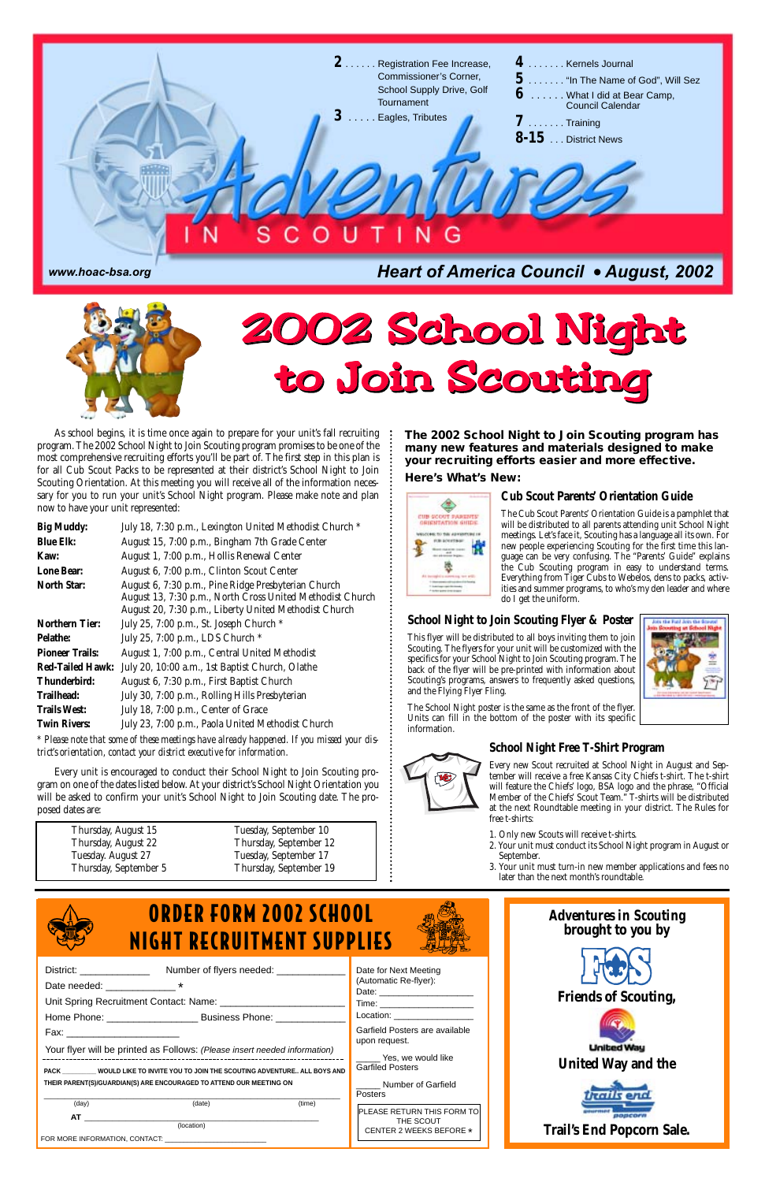# Adventures IN SCOUTING

**2** ...... Registration Fee Increase, Commissioner's Corner, School Supply Drive, Golf Tournament
**3** ..... Eagles, Tributes
**4** ....... Kernels Journal
**5** ....... "In The Name of God", Will Sez
**6** ...... What I did at Bear Camp, Council Calendar
**7** ....... Training
**8-15** ... District News

www.hoac-bsa.org

**Heart of America Council • August, 2002**

# 2002 School Night to Join Scouting

As school begins, it is time once again to prepare for your unit's fall recruiting program. The 2002 School Night to Join Scouting program promises to be one of the most comprehensive recruiting efforts you'll be part of. The first step in this plan is for all Cub Scout Packs to be represented at their district's School Night to Join Scouting Orientation. At this meeting you will receive all of the information necessary for you to run your unit's School Night program. Please make note and plan now to have your unit represented:

| | |
|---|---|
| **Big Muddy:** | July 18, 7:30 p.m., Lexington United Methodist Church * |
| **Blue Elk:** | August 15, 7:00 p.m., Bingham 7th Grade Center |
| **Kaw:** | August 1, 7:00 p.m., Hollis Renewal Center |
| **Lone Bear:** | August 6, 7:00 p.m., Clinton Scout Center |
| **North Star:** | August 6, 7:30 p.m., Pine Ridge Presbyterian Church<br>August 13, 7:30 p.m., North Cross United Methodist Church<br>August 20, 7:30 p.m., Liberty United Methodist Church |
| **Northern Tier:** | July 25, 7:00 p.m., St. Joseph Church * |
| **Pelathe:** | July 25, 7:00 p.m., LDS Church * |
| **Pioneer Trails:** | August 1, 7:00 p.m., Central United Methodist |
| **Red-Tailed Hawk:** | July 20, 10:00 a.m., 1st Baptist Church, Olathe |
| **Thunderbird:** | August 6, 7:30 p.m., First Baptist Church |
| **Trailhead:** | July 30, 7:00 p.m., Rolling Hills Presbyterian |
| **Trails West:** | July 18, 7:00 p.m., Center of Grace |
| **Twin Rivers:** | July 23, 7:00 p.m., Paola United Methodist Church |

*\* Please note that some of these meetings have already happened. If you missed your district's orientation, contact your district executive for information.*

Every unit is encouraged to conduct their School Night to Join Scouting program on one of the dates listed below. At your district's School Night Orientation you will be asked to confirm your unit's School Night to Join Scouting date. The proposed dates are:

| | |
|---|---|
| Thursday, August 15 | Tuesday, September 10 |
| Thursday, August 22 | Thursday, September 12 |
| Tuesday. August 27 | Tuesday, September 17 |
| Thursday, September 5 | Thursday, September 19 |

**The 2002 School Night to Join Scouting program has many new features and materials designed to make your recruiting efforts easier and more effective.**

**Here's What's New:**

### Cub Scout Parents' Orientation Guide

The Cub Scout Parents' Orientation Guide is a pamphlet that will be distributed to all parents attending unit School Night meetings. Let's face it, Scouting has a language all its own. For new people experiencing Scouting for the first time this language can be very confusing. The "Parents' Guide" explains the Cub Scouting program in easy to understand terms. Everything from Tiger Cubs to Webelos, dens to packs, activities and summer programs, to who's my den leader and where do I get the uniform.

### School Night to Join Scouting Flyer & Poster

This flyer will be distributed to all boys inviting them to join Scouting. The flyers for your unit will be customized with the specifics for your School Night to Join Scouting program. The back of the flyer will be pre-printed with information about Scouting's programs, answers to frequently asked questions, and the Flying Flyer Fling.

The School Night poster is the same as the front of the flyer. Units can fill in the bottom of the poster with its specific information.

### School Night Free T-Shirt Program

Every new Scout recruited at School Night in August and September will receive a free Kansas City Chiefs t-shirt. The t-shirt will feature the Chiefs' logo, BSA logo and the phrase, "Official Member of the Chiefs' Scout Team." T-shirts will be distributed at the next Roundtable meeting in your district. The Rules for free t-shirts:

1. Only new Scouts will receive t-shirts.
2. Your unit must conduct its School Night program in August or September.
3. Your unit must turn-in new member applications and fees no later than the next month's roundtable.

## ORDER FORM 2002 SCHOOL NIGHT RECRUITMENT SUPPLIES

District: _____________ Number of flyers needed: _____________

Date needed: _____________ *

Unit Spring Recruitment Contact: Name: ______________________

Home Phone: ________________ Business Phone: _____________

Fax: ___________________

Your flyer will be printed as Follows: *(Please insert needed information)*

PACK ________ WOULD LIKE TO INVITE YOU TO JOIN THE SCOUTING ADVENTURE.. ALL BOYS AND THEIR PARENT(S)/GUARDIAN(S) ARE ENCOURAGED TO ATTEND OUR MEETING ON

______________________________________________
(day) (date) (time)

AT ______________________________________________
(location)

FOR MORE INFORMATION, CONTACT: ______________________

Date for Next Meeting (Automatic Re-flyer):
Date: _________________
Time: _________________
Location: _______________

Garfield Posters are available upon request.

_____ Yes, we would like Garfiled Posters

_____ Number of Garfield Posters

PLEASE RETURN THIS FORM TO THE SCOUT CENTER 2 WEEKS BEFORE *

**Adventures in Scouting brought to you by**

**Friends of Scouting,**

**United Way and the**

**Trail's End Popcorn Sale.**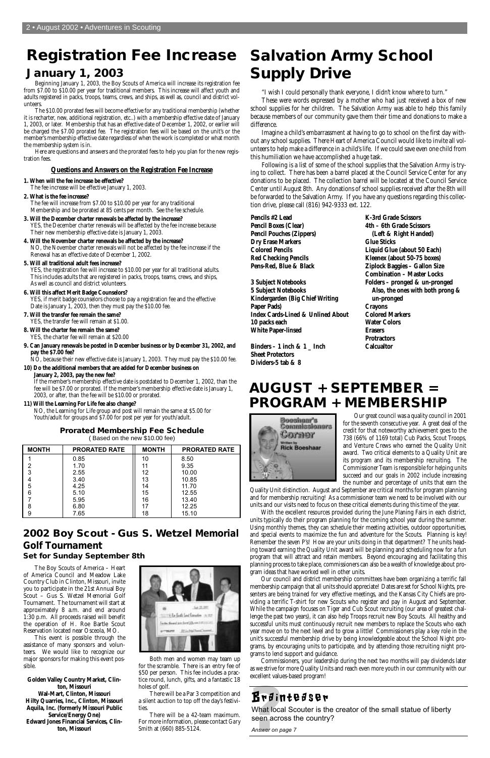# Registration Fee Increase

## January 1, 2003

Beginning January 1, 2003, the Boy Scouts of America will increase its registration fee from $7.00 to $10.00 per year for traditional members. This increase will affect youth and adults registered in packs, troops, teams, crews, and ships, as well as, council and district volunteers.

The $10.00 prorated fees will become effective for any traditional membership (whether it is recharter, new, additional registration, etc..) with a membership effective date of January 1, 2003, or later. Membership that has an effective date of December 1, 2002, or earlier will be charged the $7.00 prorated fee. The registration fees will be based on the unit's or the member's membership effective date regardless of when the work is completed or what month the membership system is in.

Here are questions and answers and the prorated fees to help you plan for the new registration fees.

### Questions and Answers on the Registration Fee Increase

**1. When will the fee increase be effective?**
The fee increase will be effective January 1, 2003.

**2. What is the fee increase?**
The fee will increase from $7.00 to $10.00 per year for any traditional Membership and be prorated at 85 cents per month. See the fee schedule.

**3. Will the December charter renewals be affected by the increase?**
YES, the December charter renewals will be affected by the fee increase because Their new membership effective date is January 1, 2003.

**4. Will the November charter renewals be affected by the increase?**
NO, the November charter renewals will not be affected by the fee increase if the Renewal has an effective date of December 1, 2002.

**5. Will all traditional adult fees increase?**
YES, the registration fee will increase to $10.00 per year for all traditional adults. This includes adults that are registered in packs, troops, teams, crews, and ships, As well as council and district volunteers.

**6. Will this affect Merit Badge Counselors?**
YES, if merit badge counselors choose to pay a registration fee and the effective Date is January 1, 2003, then they must pay the $10.00 fee.

**7. Will the transfer fee remain the same?**
YES, the transfer fee will remain at $1.00.

**8. Will the charter fee remain the same?**
YES, the charter fee will remain at $20.00

**9. Can January renewals be posted in December business or by December 31, 2002, and pay the $7.00 fee?**
NO, because their new effective date is January 1, 2003. They must pay the $10.00 fee.

**10) Do the additional members that are added for December business on January 2, 2003, pay the new fee?**
If the member's membership effective date is postdated to December 1, 2002, than the fee will be $7.00 or prorated. If the member's membership effective date is January 1, 2003, or after, than the fee will be $10.00 or prorated.

**11) Will the Learning For Life fee also change?**
NO, the Learning for Life group and post will remain the same at $5.00 for Youth/adult for groups and $7.00 for post per year for youth/adult.

### Prorated Membership Fee Schedule

(Based on the new $10.00 fee)

| MONTH | PRORATED RATE | MONTH | PRORATED RATE |
|---|---|---|---|
| 1 | 0.85 | 10 | 8.50 |
| 2 | 1.70 | 11 | 9.35 |
| 3 | 2.55 | 12 | 10.00 |
| 4 | 3.40 | 13 | 10.85 |
| 5 | 4.25 | 14 | 11.70 |
| 6 | 5.10 | 15 | 12.55 |
| 7 | 5.95 | 16 | 13.40 |
| 8 | 6.80 | 17 | 12.25 |
| 9 | 7.65 | 18 | 15.10 |

## 2002 Boy Scout - Gus S. Wetzel Memorial Golf Tournament

### Set for Sunday September 8th

The Boy Scouts of America – Heart of America Council and Meadow Lake Country Club in Clinton, Missouri, invite you to participate in the 21st Annual Boy Scout – Gus S. Wetzel Memorial Golf Tournament. The tournament will start at approximately 8 a.m. and end around 1:30 p.m. All proceeds raised will benefit the operation of H. Roe Bartle Scout Reservation located near Osceola, MO.

This event is possible through the assistance of many sponsors and volunteers. We would like to recognize our major sponsors for making this event possible.

**Golden Valley Country Market, Clinton, Missouri**
**Wal-Mart, Clinton, Missouri**
**Hilty Quarries, Inc., Clinton, Missouri**
**Aquila, Inc. (formerly Missouri Public Service/Energy One)**
**Edward Jones Financial Services, Clinton, Missouri**

Both men and women may team up for the scramble. There is an entry fee of $50 per person. This fee includes a practice round, lunch, gifts, and a fantastic 18 holes of golf.

There will be a Par 3 competition and a silent auction to top off the day's festivities.

There will be a 42-team maximum. For more information, please contact Gary Smith at (660) 885-5124.

# Salvation Army School Supply Drive

"I wish I could personally thank everyone, I didn't know where to turn."

These were words expressed by a mother who had just received a box of new school supplies for her children. The Salvation Army was able to help this family because members of our community gave them their time and donations to make a difference.

Imagine a child's embarrassment at having to go to school on the first day without any school supplies. There Heart of America Council would like to invite all volunteers to help make a difference in a child's life. If we could save even one child from this humiliation we have accomplished a huge task.

Following is a list of some of the school supplies that the Salvation Army is trying to collect. There has been a barrel placed at the Council Service Center for any donations to be placed. The collection barrel will be located at the Council Service Center until August 8th. Any donations of school supplies received after the 8th will be forwarded to the Salvation Army. If you have any questions regarding this collection drive, please call (816) 942-9333 ext. 122.

**Pencils #2 Lead**
**Pencil Boxes (Clear)**
**Pencil Pouches (Zippers)**
**Dry Erase Markers**
**Colored Pencils**
**Red Checking Pencils**
**Pens-Red, Blue & Black**

**3 Subject Notebooks**
**5 Subject Notebooks**
**Kindergarden (Big Chief Writing Paper Pads)**
**Index Cards-Lined & Unlined About 10 packs each**
**White Paper-linsed**

**Binders – 1 inch & 1 _ Inch**
**Sheet Protectors**
**Dividers-5 tab & 8**

**K-3rd Grade Scissors**
**4th – 6th Grade Scissors (Left & Right Handed)**
**Glue Sticks**
**Liquid Glue (about 50 Each)**
**Kleenex (about 50-75 boxes)**
**Ziplock Baggies – Gallon Size**
**Combination – Master Locks**
**Folders – pronged & un-pronged Also, the ones with both prong & un-pronged**
**Crayons**
**Colored Markers**
**Water Colors**
**Erasers**
**Protractors**
**Calcualtor**

# AUGUST + SEPTEMBER = PROGRAM + MEMBERSHIP

Boeshaar's Commissioners Corner
Written by Rick Boeshaar

Our great council was a quality council in 2001 for the seventh consecutive year. A great deal of the credit for that noteworthy achievement goes to the 738 (66% of 1169 total) Cub Packs, Scout Troops, and Venture Crews who earned the Quality Unit award. Two critical elements to a Quality Unit are its program and its membership recruiting. The Commissioner Team is responsible for helping units succeed and our goals in 2002 include increasing the number and percentage of units that earn the Quality Unit distinction. August and September are critical months for program planning and for membership recruiting! As a commissioner team we need to be involved with our units and our visits need to focus on these critical elements during this time of the year.

With the excellent resources provided during the June Planning Fairs in each district, units typically do their program planning for the coming school year during the summer. Using monthly themes, they can schedule their meeting activities, outdoor opportunities, and special events to maximize the fun and adventure for the Scouts. Planning is key! Remember the seven P's! How are your units doing in that department? The units heading toward earning the Quality Unit award will be planning and scheduling now for a fun program that will attract and retain members. Beyond encouraging and facilitating this planning process to take place, commissioners can also be a wealth of knowledge about program ideas that have worked well in other units.

Our council and district membership committees have been organizing a terrific fall membership campaign that all units should appreciate! Dates are set for School Nights, presenters are being trained for very effective meetings, and the Kansas City Chiefs are providing a terrific T-shirt for new Scouts who register and pay in August and September. While the campaign focuses on Tiger and Cub Scout recruiting (our area of greatest challenge the past two years), it can also help Troops recruit new Boy Scouts. All healthy and successful units must continuously recruit new members to replace the Scouts who each year move on to the next level and to grow a little! Commissioners play a key role in the unit's successful membership drive by being knowledgeable about the School Night programs, by encouraging units to participate, and by attending those recruiting night programs to lend support and guidance.

Commissioners, your leadership during the next two months will pay dividends later as we strive for more Quality Units and reach even more youth in our community with our excellent values-based program!

## Brainteaser

What local Scouter is the creator of the small statue of liberty seen across the country?

*Answer on page 7*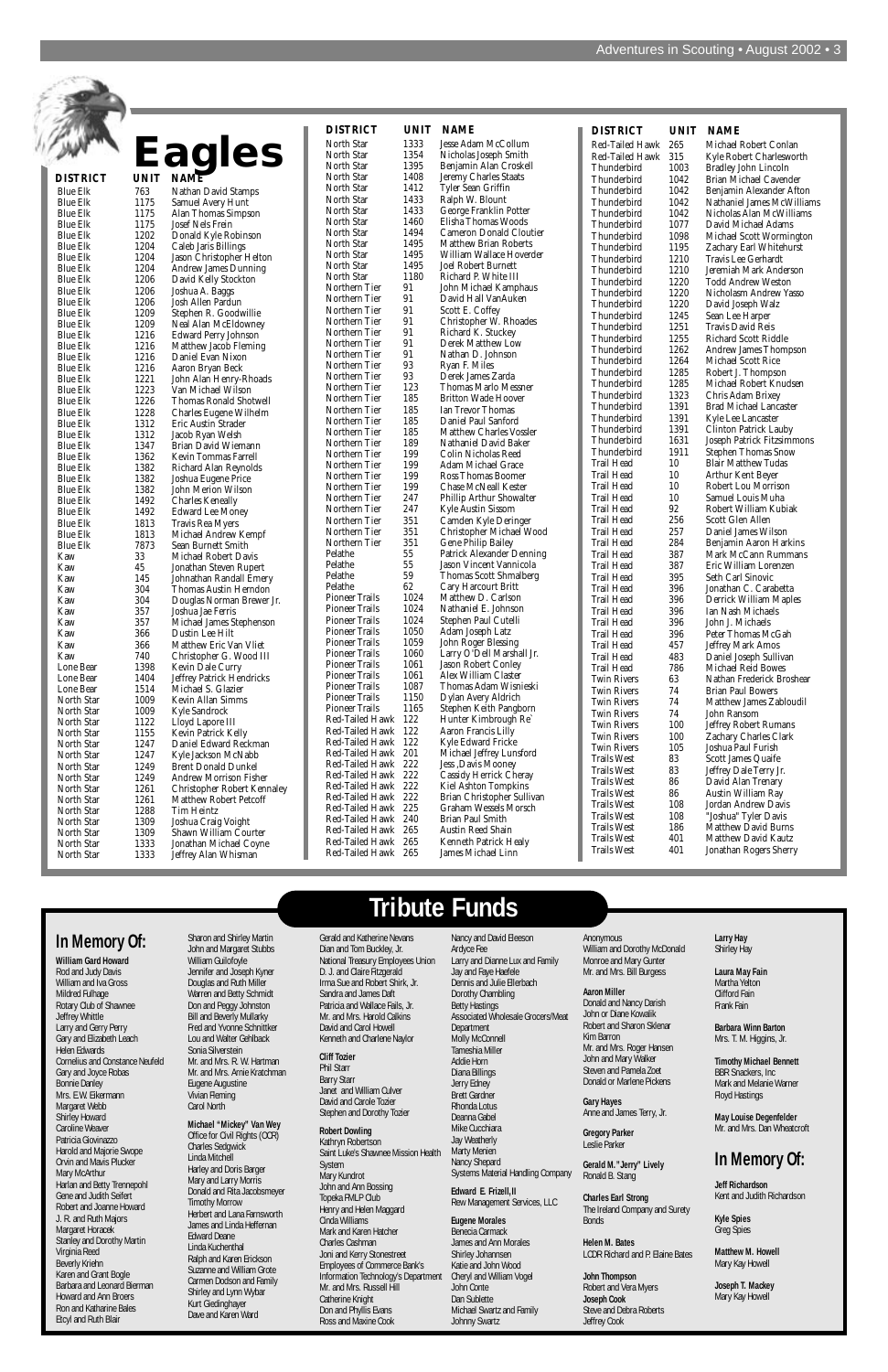# Eagles

| DISTRICT | UNIT | NAME |
|---|---|---|
| Blue Elk | 763 | Nathan David Stamps |
| Blue Elk | 1175 | Samuel Avery Hunt |
| Blue Elk | 1175 | Alan Thomas Simpson |
| Blue Elk | 1175 | Josef Nels Frein |
| Blue Elk | 1202 | Donald Kyle Robinson |
| Blue Elk | 1204 | Caleb Jaris Billings |
| Blue Elk | 1204 | Jason Christopher Helton |
| Blue Elk | 1204 | Andrew James Dunning |
| Blue Elk | 1206 | David Kelly Stockton |
| Blue Elk | 1206 | Joshua A. Baggs |
| Blue Elk | 1206 | Josh Allen Pardun |
| Blue Elk | 1209 | Stephen R. Goodwillie |
| Blue Elk | 1209 | Neal Alan McEldowney |
| Blue Elk | 1216 | Edward Perry Johnson |
| Blue Elk | 1216 | Matthew Jacob Fleming |
| Blue Elk | 1216 | Daniel Evan Nixon |
| Blue Elk | 1216 | Aaron Bryan Beck |
| Blue Elk | 1221 | John Alan Henry-Rhoads |
| Blue Elk | 1223 | Van Michael Wilson |
| Blue Elk | 1226 | Thomas Ronald Shotwell |
| Blue Elk | 1228 | Charles Eugene Wilhelm |
| Blue Elk | 1312 | Eric Austin Strader |
| Blue Elk | 1312 | Jacob Ryan Welsh |
| Blue Elk | 1347 | Brian David Wiemann |
| Blue Elk | 1362 | Kevin Tommas Farrell |
| Blue Elk | 1382 | Richard Alan Reynolds |
| Blue Elk | 1382 | Joshua Eugene Price |
| Blue Elk | 1382 | John Merion Wilson |
| Blue Elk | 1492 | Charles Keneally |
| Blue Elk | 1492 | Edward Lee Money |
| Blue Elk | 1813 | Travis Rea Myers |
| Blue Elk | 1813 | Michael Andrew Kempf |
| Blue Elk | 7873 | Sean Burnett Smith |
| Kaw | 33 | Michael Robert Davis |
| Kaw | 45 | Jonathan Steven Rupert |
| Kaw | 145 | Johnathan Randall Emery |
| Kaw | 304 | Thomas Austin Herndon |
| Kaw | 304 | Douglas Norman Brewer Jr. |
| Kaw | 357 | Joshua Jae Ferris |
| Kaw | 357 | Michael James Stephenson |
| Kaw | 366 | Dustin Lee Hilt |
| Kaw | 366 | Matthew Eric Van Vliet |
| Kaw | 740 | Christopher G. Wood III |
| Lone Bear | 1398 | Kevin Dale Curry |
| Lone Bear | 1404 | Jeffrey Patrick Hendricks |
| Lone Bear | 1514 | Michael S. Glazier |
| North Star | 1009 | Kevin Allan Simms |
| North Star | 1009 | Kyle Sandrock |
| North Star | 1122 | Lloyd Lapore III |
| North Star | 1155 | Kevin Patrick Kelly |
| North Star | 1247 | Daniel Edward Reckman |
| North Star | 1247 | Kyle Jackson McNabb |
| North Star | 1249 | Brent Donald Dunkel |
| North Star | 1249 | Andrew Morrison Fisher |
| North Star | 1261 | Christopher Robert Kennaley |
| North Star | 1261 | Matthew Robert Petcoff |
| North Star | 1288 | Tim Heintz |
| North Star | 1309 | Joshua Craig Voight |
| North Star | 1309 | Shawn William Courter |
| North Star | 1333 | Jonathan Michael Coyne |
| North Star | 1333 | Jeffrey Alan Whisman |
| North Star | 1333 | Jesse Adam McCollum |
| North Star | 1354 | Nicholas Joseph Smith |
| North Star | 1395 | Benjamin Alan Croskell |
| North Star | 1408 | Jeremy Charles Staats |
| North Star | 1412 | Tyler Sean Griffin |
| North Star | 1433 | Ralph W. Blount |
| North Star | 1433 | George Franklin Potter |
| North Star | 1460 | Elisha Thomas Woods |
| North Star | 1494 | Cameron Donald Cloutier |
| North Star | 1495 | Matthew Brian Roberts |
| North Star | 1495 | William Wallace Hoverder |
| North Star | 1495 | Joel Robert Burnett |
| North Star | 1180 | Richard P. White III |
| Northern Tier | 91 | John Michael Kamphaus |
| Northern Tier | 91 | David Hall VanAuken |
| Northern Tier | 91 | Scott E. Coffey |
| Northern Tier | 91 | Christopher W. Rhoades |
| Northern Tier | 91 | Richard K. Stuckey |
| Northern Tier | 91 | Derek Matthew Low |
| Northern Tier | 91 | Nathan D. Johnson |
| Northern Tier | 93 | Ryan F. Miles |
| Northern Tier | 93 | Derek James Zarda |
| Northern Tier | 123 | Thomas Marlo Messner |
| Northern Tier | 185 | Britton Wade Hoover |
| Northern Tier | 185 | Ian Trevor Thomas |
| Northern Tier | 185 | Daniel Paul Sanford |
| Northern Tier | 185 | Matthew Charles Vossler |
| Northern Tier | 189 | Nathaniel David Baker |
| Northern Tier | 199 | Colin Nicholas Reed |
| Northern Tier | 199 | Adam Michael Grace |
| Northern Tier | 199 | Ross Thomas Boomer |
| Northern Tier | 199 | Chase McNeall Kester |
| Northern Tier | 247 | Phillip Arthur Showalter |
| Northern Tier | 247 | Kyle Austin Sissom |
| Northern Tier | 351 | Camden Kyle Deringer |
| Northern Tier | 351 | Christopher Michael Wood |
| Northern Tier | 351 | Gene Philip Bailey |
| Pelathe | 55 | Patrick Alexander Denning |
| Pelathe | 55 | Jason Vincent Vannicola |
| Pelathe | 59 | Thomas Scott Shmalberg |
| Pelathe | 62 | Cary Harcourt Britt |
| Pioneer Trails | 1024 | Matthew D. Carlson |
| Pioneer Trails | 1024 | Nathaniel E. Johnson |
| Pioneer Trails | 1024 | Stephen Paul Cutelli |
| Pioneer Trails | 1050 | Adam Joseph Latz |
| Pioneer Trails | 1059 | John Roger Blessing |
| Pioneer Trails | 1060 | Larry O'Dell Marshall Jr. |
| Pioneer Trails | 1061 | Jason Robert Conley |
| Pioneer Trails | 1061 | Alex William Claster |
| Pioneer Trails | 1087 | Thomas Adam Wisnieski |
| Pioneer Trails | 1150 | Dylan Avery Aldrich |
| Pioneer Trails | 1165 | Stephen Keith Pangborn |
| Red-Tailed Hawk | 122 | Hunter Kimbrough Re` |
| Red-Tailed Hawk | 122 | Aaron Francis Lilly |
| Red-Tailed Hawk | 122 | Kyle Edward Fricke |
| Red-Tailed Hawk | 201 | Michael Jeffrey Lunsford |
| Red-Tailed Hawk | 222 | Jess ,Davis Mooney |
| Red-Tailed Hawk | 222 | Cassidy Herrick Cheray |
| Red-Tailed Hawk | 222 | Kiel Ashton Tompkins |
| Red-Tailed Hawk | 222 | Brian Christopher Sullivan |
| Red-Tailed Hawk | 225 | Graham Wessels Morsch |
| Red-Tailed Hawk | 240 | Brian Paul Smith |
| Red-Tailed Hawk | 265 | Austin Reed Shain |
| Red-Tailed Hawk | 265 | Kenneth Patrick Healy |
| Red-Tailed Hawk | 265 | James Michael Linn |
| Red-Tailed Hawk | 265 | Michael Robert Conlan |
| Red-Tailed Hawk | 315 | Kyle Robert Charlesworth |
| Thunderbird | 1003 | Bradley John Lincoln |
| Thunderbird | 1042 | Brian Michael Cavender |
| Thunderbird | 1042 | Benjamin Alexander Afton |
| Thunderbird | 1042 | Nathaniel James McWilliams |
| Thunderbird | 1042 | Nicholas Alan McWilliams |
| Thunderbird | 1077 | David Michael Adams |
| Thunderbird | 1098 | Michael Scott Wormington |
| Thunderbird | 1195 | Zachary Earl Whitehurst |
| Thunderbird | 1210 | Travis Lee Gerhardt |
| Thunderbird | 1210 | Jeremiah Mark Anderson |
| Thunderbird | 1220 | Todd Andrew Weston |
| Thunderbird | 1220 | Nicholasm Andrew Yasso |
| Thunderbird | 1220 | David Joseph Walz |
| Thunderbird | 1245 | Sean Lee Harper |
| Thunderbird | 1251 | Travis David Reis |
| Thunderbird | 1255 | Richard Scott Riddle |
| Thunderbird | 1262 | Andrew James Thompson |
| Thunderbird | 1264 | Michael Scott Rice |
| Thunderbird | 1285 | Robert J. Thompson |
| Thunderbird | 1285 | Michael Robert Knudsen |
| Thunderbird | 1323 | Chris Adam Brixey |
| Thunderbird | 1391 | Brad Michael Lancaster |
| Thunderbird | 1391 | Kyle Lee Lancaster |
| Thunderbird | 1391 | Clinton Patrick Lauby |
| Thunderbird | 1631 | Joseph Patrick Fitzsimmons |
| Thunderbird | 1911 | Stephen Thomas Snow |
| Trail Head | 10 | Blair Matthew Tudas |
| Trail Head | 10 | Arthur Kent Beyer |
| Trail Head | 10 | Robert Lou Morrison |
| Trail Head | 10 | Samuel Louis Muha |
| Trail Head | 92 | Robert William Kubiak |
| Trail Head | 256 | Scott Glen Allen |
| Trail Head | 257 | Daniel James Wilson |
| Trail Head | 284 | Benjamin Aaron Harkins |
| Trail Head | 387 | Mark McCann Rummans |
| Trail Head | 387 | Eric William Lorenzen |
| Trail Head | 395 | Seth Carl Sinovic |
| Trail Head | 396 | Jonathan C. Carabetta |
| Trail Head | 396 | Derrick William Maples |
| Trail Head | 396 | Ian Nash Michaels |
| Trail Head | 396 | John J. Michaels |
| Trail Head | 396 | Peter Thomas McGah |
| Trail Head | 457 | Jeffrey Mark Amos |
| Trail Head | 483 | Daniel Joseph Sullivan |
| Trail Head | 786 | Michael Reid Bowes |
| Twin Rivers | 63 | Nathan Frederick Broshear |
| Twin Rivers | 74 | Brian Paul Bowers |
| Twin Rivers | 74 | Matthew James Zabloudil |
| Twin Rivers | 74 | John Ransom |
| Twin Rivers | 100 | Jeffrey Robert Rumans |
| Twin Rivers | 100 | Zachary Charles Clark |
| Twin Rivers | 105 | Joshua Paul Furish |
| Trails West | 83 | Scott James Quaife |
| Trails West | 83 | Jeffrey Dale Terry Jr. |
| Trails West | 86 | David Alan Trenary |
| Trails West | 86 | Austin William Ray |
| Trails West | 108 | Jordan Andrew Davis |
| Trails West | 108 | "Joshua" Tyler Davis |
| Trails West | 186 | Matthew David Burns |
| Trails West | 401 | Matthew David Kautz |
| Trails West | 401 | Jonathan Rogers Sherry |

# Tribute Funds

## In Memory Of:

**William Card Howard**
Rod and Judy Davis
William and Iva Gross
Mildred Fulhage
Rotary Club of Shawnee
Jeffrey Whittle
Larry and Gerry Perry
Gary and Elizabeth Leach
Helen Edwards
Cornelius and Constance Neufeld
Gary and Joyce Robas
Bonnie Danley
Mrs. E.W. Eikermann
Margaret Webb
Shirley Howard
Caroline Weaver
Patricia Giovinazzo
Harold and Majorie Swope
Orvin and Mavis Plucker
Mary McArthur
Harlan and Betty Trennepohl
Gene and Judith Seifert
Robert and Joanne Howard
J. R. and Ruth Majors
Margaret Horacek
Stanley and Dorothy Martin
Virginia Reed
Beverly Kriehn
Karen and Grant Bogle
Barbara and Leonard Bierman
Howard and Ann Broers
Ron and Katharine Bales
Etcyl and Ruth Blair
Sharon and Shirley Martin
John and Margaret Stubbs
William Guilofoyle
Jennifer and Joseph Kyner
Douglas and Ruth Miller
Warren and Betty Schmidt
Don and Peggy Johnston
Bill and Beverly Mullarky
Fred and Yvonne Schnittker
Lou and Walter Gehlback
Sonia Silverstein
Mr. and Mrs. R. W. Hartman
Mr. and Mrs. Arnie Kratchman
Eugene Augustine
Vivian Fleming
Carol North

**Michael "Mickey" Van Wey**
Office for Civil Rights (OCR)
Charles Sedgwick
Linda Mitchell
Harley and Doris Barger
Mary and Larry Morris
Donald and Rita Jacobsmeyer
Timothy Morrow
Herbert and Lana Farnsworth
James and Linda Heffernan
Edward Deane
Linda Kuchenthal
Ralph and Karen Erickson
Suzanne and William Grote
Carmen Dodson and Family
Shirley and Lynn Wybar
Kurt Giedinghayer
Dave and Karen Ward
Gerald and Katherine Nevans
Dian and Tom Buckley, Jr.
National Treasury Employees Union
D. J. and Claire Fitzgerald
Irma Sue and Robert Shirk, Jr.
Sandra and James Daft
Patricia and Wallace Fails, Jr.
Mr. and Mrs. Harold Calkins
David and Carol Howell
Kenneth and Charlene Naylor

**Cliff Tozier**
Phil Starr
Barry Starr
Janet and William Culver
David and Carole Tozier
Stephen and Dorothy Tozier

**Robert Dowling**
Kathryn Robertson
Saint Luke's Shawnee Mission Health System
Mary Kundrot
John and Ann Bossing
Topeka FMLP Club
Henry and Helen Maggard
Cinda Williams
Mark and Karen Hatcher
Charles Cashman
Joni and Kerry Stonestreet
Employees of Commerce Bank's Information Technology's Department
Mr. and Mrs. Russell Hill
Catherine Knight
Don and Phyllis Evans
Ross and Maxine Cook
Nancy and David Eleeson
Ardyce Fee
Larry and Dianne Lux and Family
Jay and Faye Haefele
Dennis and Julie Ellerbach
Dorothy Chambling
Betty Hastings
Associated Wholesale Grocers/Meat Department
Molly McConnell
Tameshia Miller
Addie Horn
Diana Billings
Jerry Edney
Brett Gardner
Rhonda Lotus
Deanna Gabel
Mike Cucchiara
Jay Weatherly
Marty Menien
Nancy Shepard
Systems Material Handling Company

**Edward E. Frizell,II**
Rew Management Services, LLC

**Eugene Morales**
Benecia Carmack
James and Ann Morales
Shirley Johannsen
Katie and John Wood
Cheryl and William Vogel
John Conte
Dan Sublette
Michael Swartz and Family
Johnny Swartz
Anonymous
William and Dorothy McDonald
Monroe and Mary Gunter
Mr. and Mrs. Bill Burgess

**Aaron Miller**
Donald and Nancy Darish
John or Diane Kowalik
Robert and Sharon Sklenar
Kim Barron
Mr. and Mrs. Roger Hansen
John and Mary Walker
Steven and Pamela Zoet
Donald or Marlene Pickens

**Gary Hayes**
Anne and James Terry, Jr.

**Gregory Parker**
Leslie Parker

**Gerald M. "Jerry" Lively**
Ronald B. Stang

**Charles Earl Strong**
The Ireland Company and Surety Bonds

**Helen M. Bates**
LCDR Richard and P. Elaine Bates

**John Thompson**
Robert and Vera Myers

**Joseph Cook**
Steve and Debra Roberts
Jeffrey Cook

**Larry Hay**
Shirley Hay

**Laura May Fain**
Martha Yelton
Clifford Fain
Frank Fain

**Barbara Winn Barton**
Mrs. T. M. Higgins, Jr.

**Timothy Michael Bennett**
BBR Snackers, Inc
Mark and Melanie Warner
Floyd Hastings

**May Louise Degenfelder**
Mr. and Mrs. Dan Wheatcroft

## In Memory Of:

**Jeff Richardson**
Kent and Judith Richardson

**Kyle Spies**
Greg Spies

**Matthew M. Howell**
Mary Kay Howell

**Joseph T. Mackey**
Mary Kay Howell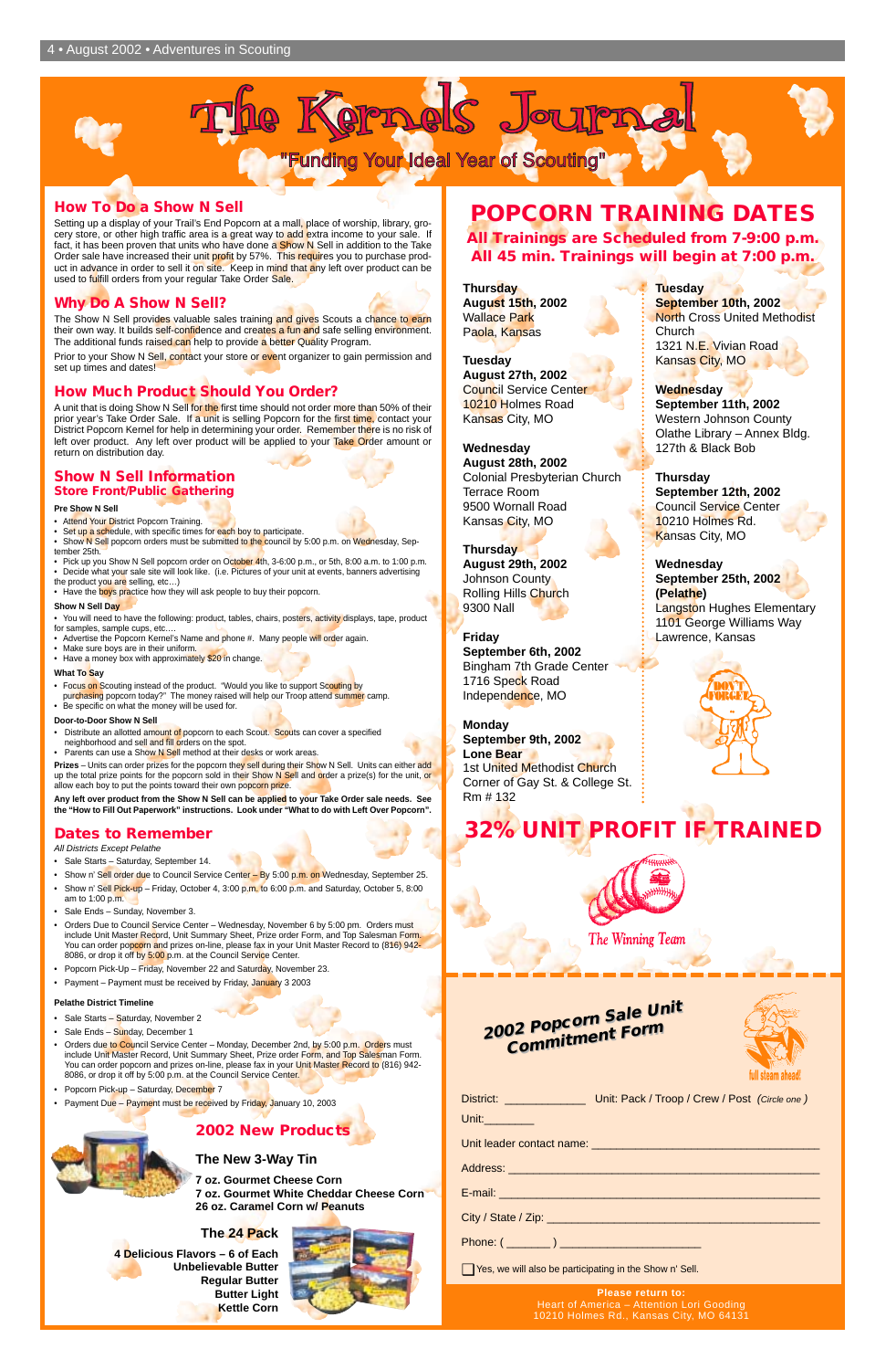# The Kernels Journal

## "Funding Your Ideal Year of Scouting"

## How To Do a Show N Sell

Setting up a display of your Trail's End Popcorn at a mall, place of worship, library, grocery store, or other high traffic area is a great way to add extra income to your sale. If fact, it has been proven that units who have done a Show N Sell in addition to the Take Order sale have increased their unit profit by 57%. This requires you to purchase product in advance in order to sell it on site. Keep in mind that any left over product can be used to fulfill orders from your regular Take Order Sale.

## Why Do A Show N Sell?

The Show N Sell provides valuable sales training and gives Scouts a chance to earn their own way. It builds self-confidence and creates a fun and safe selling environment. The additional funds raised can help to provide a better Quality Program.

Prior to your Show N Sell, contact your store or event organizer to gain permission and set up times and dates!

## How Much Product Should You Order?

A unit that is doing Show N Sell for the first time should not order more than 50% of their prior year's Take Order Sale. If a unit is selling Popcorn for the first time, contact your District Popcorn Kernel for help in determining your order. Remember there is no risk of left over product. Any left over product will be applied to your Take Order amount or return on distribution day.

## Show N Sell Information
### Store Front/Public Gathering

**Pre Show N Sell**

- Attend Your District Popcorn Training.
- Set up a schedule, with specific times for each boy to participate.
- Show N Sell popcorn orders must be submitted to the council by 5:00 p.m. on Wednesday, September 25th.
- Pick up you Show N Sell popcorn order on October 4th, 3-6:00 p.m., or 5th, 8:00 a.m. to 1:00 p.m.
- Decide what your sale site will look like. (i.e. Pictures of your unit at events, banners advertising the product you are selling, etc…)
- Have the boys practice how they will ask people to buy their popcorn.

**Show N Sell Day**

- You will need to have the following: product, tables, chairs, posters, activity displays, tape, product for samples, sample cups, etc….
- Advertise the Popcorn Kernel's Name and phone #. Many people will order again.
- Make sure boys are in their uniform.
- Have a money box with approximately $20 in change.

**What To Say**

- Focus on Scouting instead of the product. "Would you like to support Scouting by purchasing popcorn today?" The money raised will help our Troop attend summer camp.
- Be specific on what the money will be used for.

**Door-to-Door Show N Sell**

- Distribute an allotted amount of popcorn to each Scout. Scouts can cover a specified neighborhood and sell and fill orders on the spot.
- Parents can use a Show N Sell method at their desks or work areas.

**Prizes** – Units can order prizes for the popcorn they sell during their Show N Sell. Units can either add up the total prize points for the popcorn sold in their Show N Sell and order a prize(s) for the unit, or allow each boy to put the points toward their own popcorn prize.

**Any left over product from the Show N Sell can be applied to your Take Order sale needs. See the "How to Fill Out Paperwork" instructions. Look under "What to do with Left Over Popcorn".**

## Dates to Remember

*All Districts Except Pelathe*

- Sale Starts – Saturday, September 14.
- Show n' Sell order due to Council Service Center – By 5:00 p.m. on Wednesday, September 25.
- Show n' Sell Pick-up – Friday, October 4, 3:00 p.m. to 6:00 p.m. and Saturday, October 5, 8:00 am to 1:00 p.m.
- Sale Ends – Sunday, November 3.
- Orders Due to Council Service Center – Wednesday, November 6 by 5:00 pm. Orders must include Unit Master Record, Unit Summary Sheet, Prize order Form, and Top Salesman Form. You can order popcorn and prizes on-line, please fax in your Unit Master Record to (816) 942-8086, or drop it off by 5:00 p.m. at the Council Service Center.
- Popcorn Pick-Up – Friday, November 22 and Saturday, November 23.
- Payment – Payment must be received by Friday, January 3 2003

**Pelathe District Timeline**

- Sale Starts – Saturday, November 2
- Sale Ends – Sunday, December 1
- Orders due to Council Service Center – Monday, December 2nd, by 5:00 p.m. Orders must include Unit Master Record, Unit Summary Sheet, Prize order Form, and Top Salesman Form. You can order popcorn and prizes on-line, please fax in your Unit Master Record to (816) 942-8086, or drop it off by 5:00 p.m. at the Council Service Center.
- Popcorn Pick-up – Saturday, December 7
- Payment Due – Payment must be received by Friday, January 10, 2003

## 2002 New Products

### The New 3-Way Tin

**7 oz. Gourmet Cheese Corn**
**7 oz. Gourmet White Cheddar Cheese Corn**
**26 oz. Caramel Corn w/ Peanuts**

### The 24 Pack

**4 Delicious Flavors – 6 of Each**
**Unbelievable Butter**
**Regular Butter**
**Butter Light**
**Kettle Corn**

## POPCORN TRAINING DATES

**All Trainings are Scheduled from 7-9:00 p.m.**
**All 45 min. Trainings will begin at 7:00 p.m.**

**Thursday**
**August 15th, 2002**
Wallace Park
Paola, Kansas

**Tuesday**
**August 27th, 2002**
Council Service Center
10210 Holmes Road
Kansas City, MO

**Wednesday**
**August 28th, 2002**
Colonial Presbyterian Church
Terrace Room
9500 Wornall Road
Kansas City, MO

**Thursday**
**August 29th, 2002**
Johnson County
Rolling Hills Church
9300 Nall

**Friday**
**September 6th, 2002**
Bingham 7th Grade Center
1716 Speck Road
Independence, MO

**Monday**
**September 9th, 2002**
**Lone Bear**
1st United Methodist Church
Corner of Gay St. & College St.
Rm # 132

**Tuesday**
**September 10th, 2002**
North Cross United Methodist Church
1321 N.E. Vivian Road
Kansas City, MO

**Wednesday**
**September 11th, 2002**
Western Johnson County
Olathe Library – Annex Bldg.
127th & Black Bob

**Thursday**
**September 12th, 2002**
Council Service Center
10210 Holmes Rd.
Kansas City, MO

**Wednesday**
**September 25th, 2002**
**(Pelathe)**
Langston Hughes Elementary
1101 George Williams Way
Lawrence, Kansas

DON'T FORGET

## 32% UNIT PROFIT IF TRAINED

The Winning Team

## 2002 Popcorn Sale Unit Commitment Form

full steam ahead!

District: ____________ Unit: Pack / Troop / Crew / Post *(Circle one)*

Unit:________

Unit leader contact name: ________________________________

Address: ________________________________

E-mail: ________________________________

City / State / Zip: ________________________________

Phone: ( _______ ) ____________________

☐ Yes, we will also be participating in the Show n' Sell.

**Please return to:**
Heart of America – Attention Lori Gooding
10210 Holmes Rd., Kansas City, MO 64131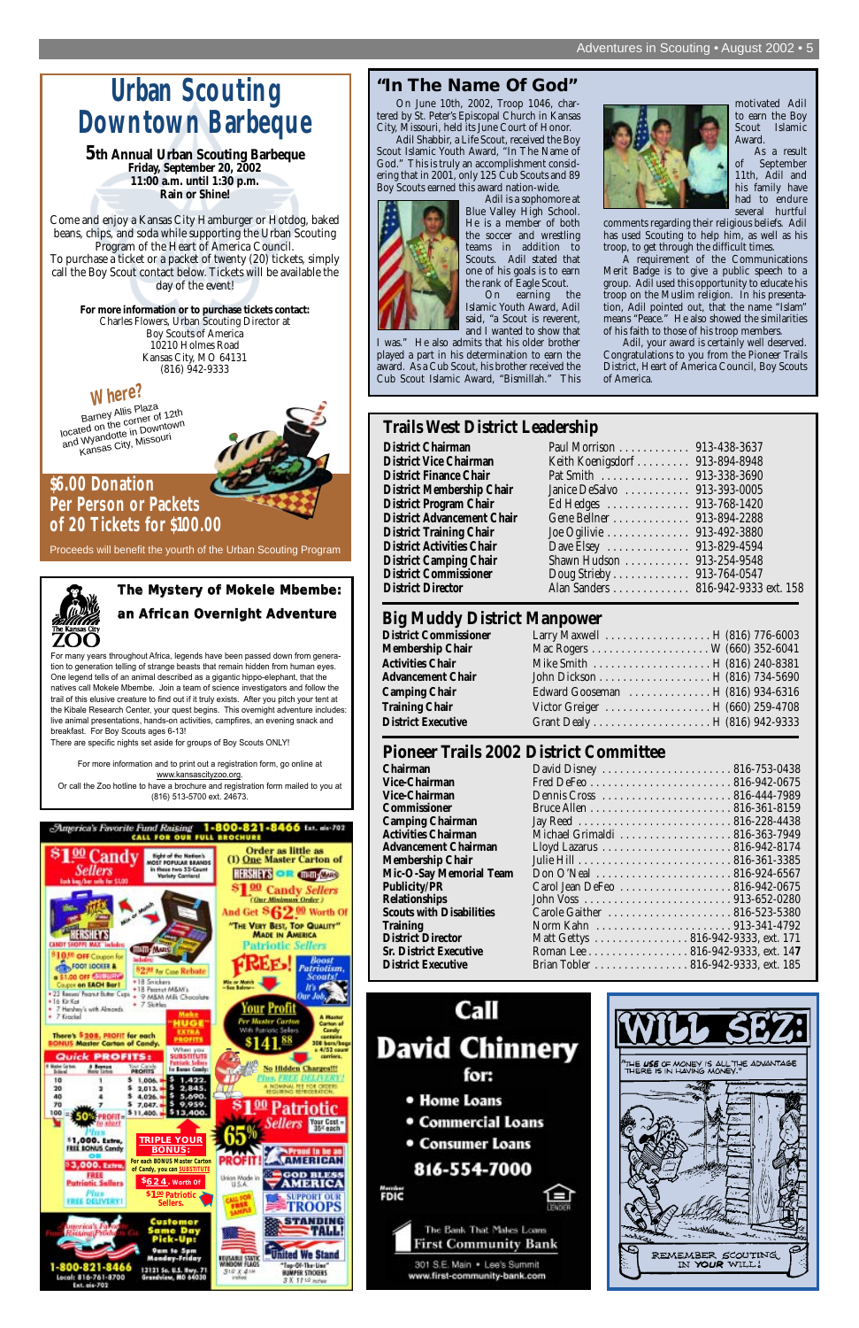# Urban Scouting Downtown Barbeque

**5th Annual Urban Scouting Barbeque**
**Friday, September 20, 2002**
**11:00 a.m. until 1:30 p.m.**
**Rain or Shine!**

Come and enjoy a Kansas City Hamburger or Hotdog, baked beans, chips, and soda while supporting the Urban Scouting Program of the Heart of America Council.
To purchase a ticket or a packet of twenty (20) tickets, simply call the Boy Scout contact below. Tickets will be available the day of the event!

**For more information or to purchase tickets contact:**
Charles Flowers, Urban Scouting Director at
Boy Scouts of America
10210 Holmes Road
Kansas City, MO 64131
(816) 942-9333

**Where?**
Barney Allis Plaza located on the corner of 12th and Wyandotte in Downtown Kansas City, Missouri

**$6.00 Donation Per Person or Packets of 20 Tickets for $100.00**

Proceeds will benefit the yourth of the Urban Scouting Program

## The Mystery of Mokele Mbembe: an African Overnight Adventure

The Kansas City ZOO

For many years throughout Africa, legends have been passed down from generation to generation telling of strange beasts that remain hidden from human eyes. One legend tells of an animal described as a gigantic hippo-elephant, that the natives call Mokele Mbembe. Join a team of science investigators and follow the trail of this elusive creature to find out if it truly exists. After you pitch your tent at the Kibale Research Center, your quest begins. This overnight adventure includes: live animal presentations, hands-on activities, campfires, an evening snack and breakfast. For Boy Scouts ages 6-13!
There are specific nights set aside for groups of Boy Scouts ONLY!

For more information and to print out a registration form, go online at www.kansascityzoo.org.
Or call the Zoo hotline to have a brochure and registration form mailed to you at (816) 513-5700 ext. 24673.

America's Favorite Fund Raising 1-800-821-8466 Ext. ais-702 CALL FOR OUR FULL BROCHURE

$1.00 Candy Sellers — Order as little as (1) One Master Carton of HERSHEY'S or M&M's/MARS — $1.00 Candy Sellers (Our Minimum Order) — And Get $62.00 Worth Of "The Very Best, Top Quality" Made in America Patriotic Sellers FREE! — Your Profit Per Master Carton With Patriotic Sellers $141.88 — No Hidden Charges!!! Plus FREE DELIVERY! — $1.00 Patriotic Sellers — 65% PROFIT — TRIPLE YOUR BONUS — Customer Same Day Pick-Up: 9am to 5pm Monday-Friday, 13121 So. U.S. Hwy. 71 Grandview, MO 64030 — 1-800-821-8466 Local: 816-761-8700 Ext. ais-702

## "In The Name Of God"

On June 10th, 2002, Troop 1046, chartered by St. Peter's Episcopal Church in Kansas City, Missouri, held its June Court of Honor.

Adil Shabbir, a Life Scout, received the Boy Scout Islamic Youth Award, "In The Name of God." This is truly an accomplishment considering that in 2001, only 125 Cub Scouts and 89 Boy Scouts earned this award nation-wide.

Adil is a sophomore at Blue Valley High School. He is a member of both the soccer and wrestling teams in addition to Scouts. Adil stated that one of his goals is to earn the rank of Eagle Scout.

On earning the Islamic Youth Award, Adil said, "a Scout is reverent, and I wanted to show that I was." He also admits that his older brother played a part in his determination to earn the award. As a Cub Scout, his brother received the Cub Scout Islamic Award, "Bismillah." This motivated Adil to earn the Boy Scout Islamic Award.

As a result of September 11th, Adil and his family have had to endure several hurtful comments regarding their religious beliefs. Adil has used Scouting to help him, as well as his troop, to get through the difficult times.

A requirement of the Communications Merit Badge is to give a public speech to a group. Adil used this opportunity to educate his troop on the Muslim religion. In his presentation, Adil pointed out, that the name "Islam" means "Peace." He also showed the similarities of his faith to those of his troop members.

Adil, your award is certainly well deserved. Congratulations to you from the Pioneer Trails District, Heart of America Council, Boy Scouts of America.

## Trails West District Leadership

| Position | Name | Phone |
|---|---|---|
| District Chairman | Paul Morrison | 913-438-3637 |
| District Vice Chairman | Keith Koenigsdorf | 913-894-8948 |
| District Finance Chair | Pat Smith | 913-338-3690 |
| District Membership Chair | Janice DeSalvo | 913-393-0005 |
| District Program Chair | Ed Hedges | 913-768-1420 |
| District Advancement Chair | Gene Bellner | 913-894-2288 |
| District Training Chair | Joe Ogilivie | 913-492-3880 |
| District Activities Chair | Dave Elsey | 913-829-4594 |
| District Camping Chair | Shawn Hudson | 913-254-9548 |
| District Commissioner | Doug Strieby | 913-764-0547 |
| District Director | Alan Sanders | 816-942-9333 ext. 158 |

## Big Muddy District Manpower

| Position | Name | Phone |
|---|---|---|
| District Commissioner | Larry Maxwell | H (816) 776-6003 |
| Membership Chair | Mac Rogers | W (660) 352-6041 |
| Activities Chair | Mike Smith | H (816) 240-8381 |
| Advancement Chair | John Dickson | H (816) 734-5690 |
| Camping Chair | Edward Gooseman | H (816) 934-6316 |
| Training Chair | Victor Greiger | H (660) 259-4708 |
| District Executive | Grant Dealy | H (816) 942-9333 |

## Pioneer Trails 2002 District Committee

| Position | Name | Phone |
|---|---|---|
| Chairman | David Disney | 816-753-0438 |
| Vice-Chairman | Fred DeFeo | 816-942-0675 |
| Vice-Chairman | Dennis Cross | 816-444-7989 |
| Commissioner | Bruce Allen | 816-361-8159 |
| Camping Chairman | Jay Reed | 816-228-4438 |
| Activities Chairman | Michael Grimaldi | 816-363-7949 |
| Advancement Chairman | Lloyd Lazarus | 816-942-8174 |
| Membership Chair | Julie Hill | 816-361-3385 |
| Mic-O-Say Memorial Team | Don O'Neal | 816-924-6567 |
| Publicity/PR | Carol Jean DeFeo | 816-942-0675 |
| Relationships | John Voss | 913-652-0280 |
| Scouts with Disabilities | Carole Gaither | 816-523-5380 |
| Training | Norm Kahn | 913-341-4792 |
| District Director | Matt Gettys | 816-942-9333, ext. 171 |
| Sr. District Executive | Roman Lee | 816-942-9333, ext. 147 |
| District Executive | Brian Tobler | 816-942-9333, ext. 185 |

**Call David Chinnery for:**

- Home Loans
- Commercial Loans
- Consumer Loans

**816-554-7000**

Member FDIC — Equal Housing Lender

The Bank That Makes Loans
First Community Bank
301 S.E. Main • Lee's Summit
www.first-community-bank.com

**WILL SEZ:**
"The use of money is all the advantage there is in having money."
Remember Scouting in your will!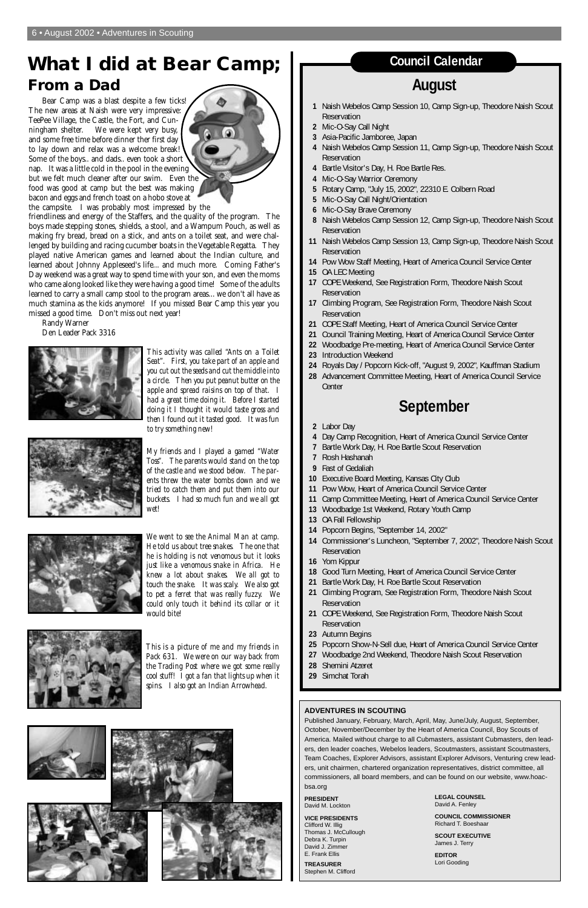# What I did at Bear Camp;

## From a Dad

Bear Camp was a blast despite a few ticks! The new areas at Naish were very impressive: TeePee Village, the Castle, the Fort, and Cunningham shelter. We were kept very busy, and some free time before dinner their first day to lay down and relax was a welcome break! Some of the boys.. and dads.. even took a short nap. It was a little cold in the pool in the evening but we felt much cleaner after our swim. Even the food was good at camp but the best was making bacon and eggs and french toast on a hobo stove at the campsite. I was probably most impressed by the friendliness and energy of the Staffers, and the quality of the program. The boys made stepping stones, shields, a stool, and a Wampum Pouch, as well as making fry bread, bread on a stick, and ants on a toilet seat, and were challenged by building and racing cucumber boats in the Vegetable Regatta. They played native American games and learned about the Indian culture, and learned about Johnny Appleseed's life... and much more. Coming Father's Day weekend was a great way to spend time with your son, and even the moms who came along looked like they were having a good time! Some of the adults learned to carry a small camp stool to the program areas... we don't all have as much stamina as the kids anymore! If you missed Bear Camp this year you missed a good time. Don't miss out next year!

Randy Warner
Den Leader Pack 3316

*This activity was called "Ants on a Toilet Seat". First, you take part of an apple and you cut out the seeds and cut the middle into a circle. Then you put peanut butter on the apple and spread raisins on top of that. I had a great time doing it. Before I started doing it I thought it would taste gross and then I found out it tasted good. It was fun to try something new!*

*My friends and I played a gamed "Water Toss". The parents would stand on the top of the castle and we stood below. The parents threw the water bombs down and we tried to catch them and put them into our buckets. I had so much fun and we all got wet!*

*We went to see the Animal Man at camp. He told us about tree snakes. The one that he is holding is not venomous but it looks just like a venomous snake in Africa. He knew a lot about snakes. We all got to touch the snake. It was scaly. We also got to pet a ferret that was really fuzzy. We could only touch it behind its collar or it would bite!*

*This is a picture of me and my friends in Pack 631. We were on our way back from the Trading Post where we got some really cool stuff! I got a fan that lights up when it spins. I also got an Indian Arrowhead.*

## Council Calendar

### August

- **1** Naish Webelos Camp Session 10, Camp Sign-up, Theodore Naish Scout Reservation
- **2** Mic-O-Say Call Night
- **3** Asia-Pacific Jamboree, Japan
- **4** Naish Webelos Camp Session 11, Camp Sign-up, Theodore Naish Scout Reservation
- **4** Bartle Visitor's Day, H. Roe Bartle Res.
- **4** Mic-O-Say Warrior Ceremony
- **5** Rotary Camp, "July 15, 2002", 22310 E. Colbern Road
- **5** Mic-O-Say Call Night/Orientation
- **6** Mic-O-Say Brave Ceremony
- **8** Naish Webelos Camp Session 12, Camp Sign-up, Theodore Naish Scout Reservation
- **11** Naish Webelos Camp Session 13, Camp Sign-up, Theodore Naish Scout Reservation
- **14** Pow Wow Staff Meeting, Heart of America Council Service Center
- **15** OA LEC Meeting
- **17** COPE Weekend, See Registration Form, Theodore Naish Scout Reservation
- **17** Climbing Program, See Registration Form, Theodore Naish Scout Reservation
- **21** COPE Staff Meeting, Heart of America Council Service Center
- **21** Council Training Meeting, Heart of America Council Service Center
- **22** Woodbadge Pre-meeting, Heart of America Council Service Center
- **23** Introduction Weekend
- **24** Royals Day / Popcorn Kick-off, "August 9, 2002", Kauffman Stadium
- **28** Advancement Committee Meeting, Heart of America Council Service Center

### September

- **2** Labor Day
- **4** Day Camp Recognition, Heart of America Council Service Center
- **7** Bartle Work Day, H. Roe Bartle Scout Reservation
- **7** Rosh Hashanah
- **9** Fast of Gedaliah
- **10** Executive Board Meeting, Kansas City Club
- **11** Pow Wow, Heart of America Council Service Center
- **11** Camp Committee Meeting, Heart of America Council Service Center
- **13** Woodbadge 1st Weekend, Rotary Youth Camp
- **13** OA Fall Fellowship
- **14** Popcorn Begins, "September 14, 2002"
- **14** Commissioner's Luncheon, "September 7, 2002", Theodore Naish Scout Reservation
- **16** Yom Kippur
- **18** Good Turn Meeting, Heart of America Council Service Center
- **21** Bartle Work Day, H. Roe Bartle Scout Reservation
- **21** Climbing Program, See Registration Form, Theodore Naish Scout Reservation
- **21** COPE Weekend, See Registration Form, Theodore Naish Scout Reservation
- **23** Autumn Begins
- **25** Popcorn Show-N-Sell due, Heart of America Council Service Center
- **27** Woodbadge 2nd Weekend, Theodore Naish Scout Reservation
- **28** Shemini Atzeret
- **29** Simchat Torah

**ADVENTURES IN SCOUTING**

Published January, February, March, April, May, June/July, August, September, October, November/December by the Heart of America Council, Boy Scouts of America. Mailed without charge to all Cubmasters, assistant Cubmasters, den leaders, den leader coaches, Webelos leaders, Scoutmasters, assistant Scoutmasters, Team Coaches, Explorer Advisors, assistant Explorer Advisors, Venturing crew leaders, unit chairmen, chartered organization representatives, district committee, all commissioners, all board members, and can be found on our website, www.hoac-bsa.org

**PRESIDENT**
David M. Lockton

**VICE PRESIDENTS**
Clifford W. Illig
Thomas J. McCullough
Debra K. Turpin
David J. Zimmer
E. Frank Ellis

**TREASURER**
Stephen M. Clifford

**LEGAL COUNSEL**
David A. Fenley

**COUNCIL COMMISSIONER**
Richard T. Boeshaar

**SCOUT EXECUTIVE**
James J. Terry

**EDITOR**
Lori Gooding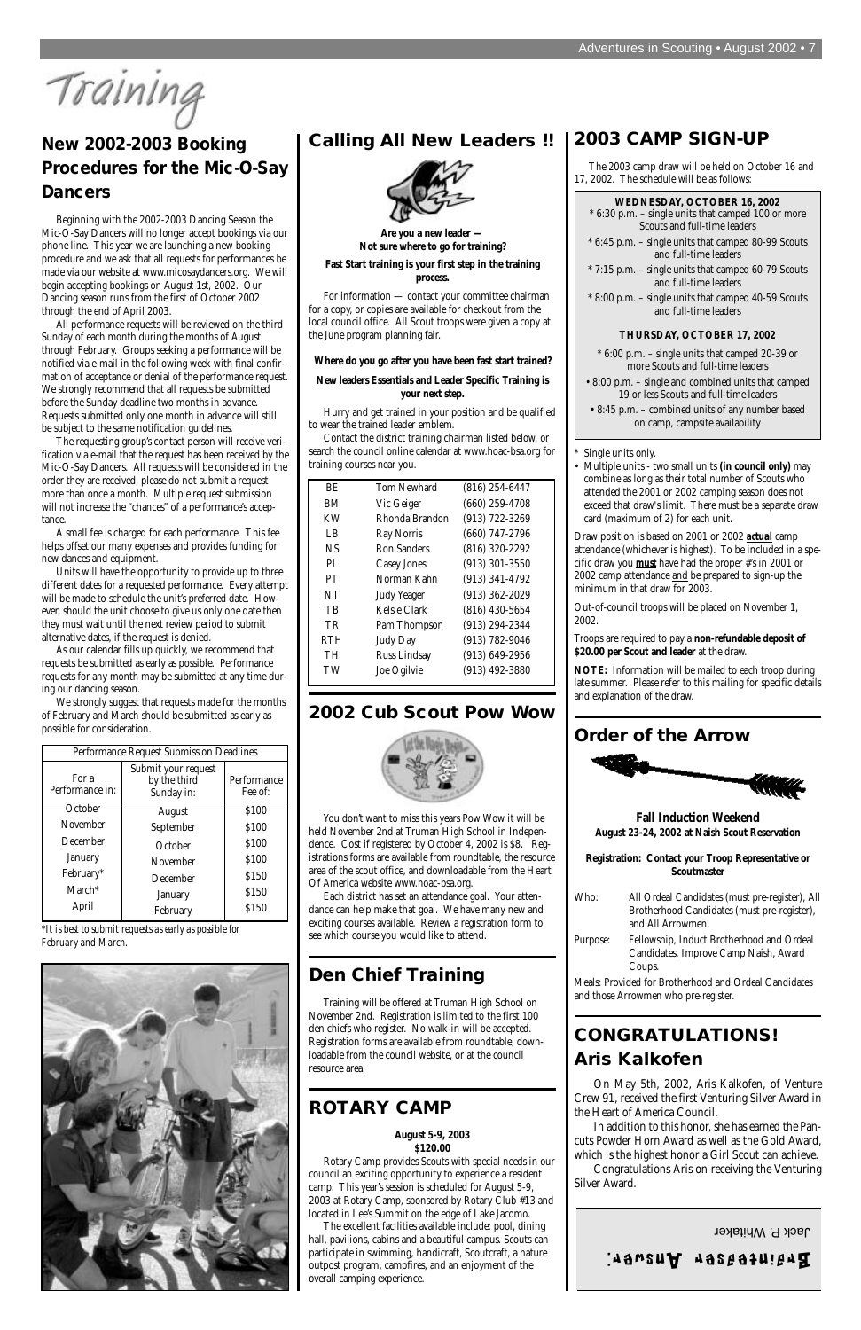# Training

## New 2002-2003 Booking Procedures for the Mic-O-Say Dancers

Beginning with the 2002-2003 Dancing Season the Mic-O-Say Dancers will no longer accept bookings via our phone line. This year we are launching a new booking procedure and we ask that all requests for performances be made via our website at www.micosaydancers.org. We will begin accepting bookings on August 1st, 2002. Our Dancing season runs from the first of October 2002 through the end of April 2003.

All performance requests will be reviewed on the third Sunday of each month during the months of August through February. Groups seeking a performance will be notified via e-mail in the following week with final confirmation of acceptance or denial of the performance request. We strongly recommend that all requests be submitted before the Sunday deadline two months in advance. Requests submitted only one month in advance will still be subject to the same notification guidelines.

The requesting group's contact person will receive verification via e-mail that the request has been received by the Mic-O-Say Dancers. All requests will be considered in the order they are received, please do not submit a request more than once a month. Multiple request submission will not increase the "chances" of a performance's acceptance.

A small fee is charged for each performance. This fee helps offset our many expenses and provides funding for new dances and equipment.

Units will have the opportunity to provide up to three different dates for a requested performance. Every attempt will be made to schedule the unit's preferred date. However, should the unit choose to give us only one date then they must wait until the next review period to submit alternative dates, if the request is denied.

As our calendar fills up quickly, we recommend that requests be submitted as early as possible. Performance requests for any month may be submitted at any time during our dancing season.

We strongly suggest that requests made for the months of February and March should be submitted as early as possible for consideration.

| Performance Request Submission Deadlines | | |
|---|---|---|
| For a Performance in: | Submit your request by the third Sunday in: | Performance Fee of: |
| October | August | $100 |
| November | September | $100 |
| December | October | $100 |
| January | November | $100 |
| February* | December | $150 |
| March* | January | $150 |
| April | February | $150 |

*It is best to submit requests as early as possible for February and March.*

## Calling All New Leaders !!

**Are you a new leader — Not sure where to go for training?**

**Fast Start training is your first step in the training process.**

For information — contact your committee chairman for a copy, or copies are available for checkout from the local council office. All Scout troops were given a copy at the June program planning fair.

**Where do you go after you have been fast start trained?**

**New leaders Essentials and Leader Specific Training is your next step.**

Hurry and get trained in your position and be qualified to wear the trained leader emblem.

Contact the district training chairman listed below, or search the council online calendar at www.hoac-bsa.org for training courses near you.

| | | |
|---|---|---|
| BE | Tom Newhard | (816) 254-6447 |
| BM | Vic Geiger | (660) 259-4708 |
| KW | Rhonda Brandon | (913) 722-3269 |
| LB | Ray Norris | (660) 747-2796 |
| NS | Ron Sanders | (816) 320-2292 |
| PL | Casey Jones | (913) 301-3550 |
| PT | Norman Kahn | (913) 341-4792 |
| NT | Judy Yeager | (913) 362-2029 |
| TB | Kelsie Clark | (816) 430-5654 |
| TR | Pam Thompson | (913) 294-2344 |
| RTH | Judy Day | (913) 782-9046 |
| TH | Russ Lindsay | (913) 649-2956 |
| TW | Joe Ogilvie | (913) 492-3880 |

## 2002 Cub Scout Pow Wow

You don't want to miss this years Pow Wow it will be held November 2nd at Truman High School in Independence. Cost if registered by October 4, 2002 is $8. Registrations forms are available from roundtable, the resource area of the scout office, and downloadable from the Heart Of America website www.hoac-bsa.org.

Each district has set an attendance goal. Your attendance can help make that goal. We have many new and exciting courses available. Review a registration form to see which course you would like to attend.

## Den Chief Training

Training will be offered at Truman High School on November 2nd. Registration is limited to the first 100 den chiefs who register. No walk-in will be accepted. Registration forms are available from roundtable, downloadable from the council website, or at the council resource area.

## ROTARY CAMP

**August 5-9, 2003**
**$120.00**

Rotary Camp provides Scouts with special needs in our council an exciting opportunity to experience a resident camp. This year's session is scheduled for August 5-9, 2003 at Rotary Camp, sponsored by Rotary Club #13 and located in Lee's Summit on the edge of Lake Jacomo.

The excellent facilities available include: pool, dining hall, pavilions, cabins and a beautiful campus. Scouts can participate in swimming, handicraft, Scoutcraft, a nature outpost program, campfires, and an enjoyment of the overall camping experience.

## 2003 CAMP SIGN-UP

The 2003 camp draw will be held on October 16 and 17, 2002. The schedule will be as follows:

**WEDNESDAY, OCTOBER 16, 2002**

* 6:30 p.m. – single units that camped 100 or more Scouts and full-time leaders
* 6:45 p.m. – single units that camped 80-99 Scouts and full-time leaders
* 7:15 p.m. – single units that camped 60-79 Scouts and full-time leaders
* 8:00 p.m. – single units that camped 40-59 Scouts and full-time leaders

**THURSDAY, OCTOBER 17, 2002**

* 6:00 p.m. – single units that camped 20-39 or more Scouts and full-time leaders
• 8:00 p.m. – single and combined units that camped 19 or less Scouts and full-time leaders
• 8:45 p.m. – combined units of any number based on camp, campsite availability

* Single units only.
• Multiple units - two small units **(in council only)** may combine as long as their total number of Scouts who attended the 2001 or 2002 camping season does not exceed that draw's limit. There must be a separate draw card (maximum of 2) for each unit.

Draw position is based on 2001 or 2002 **actual** camp attendance (whichever is highest). To be included in a specific draw you **must** have had the proper #'s in 2001 or 2002 camp attendance and be prepared to sign-up the minimum in that draw for 2003.

Out-of-council troops will be placed on November 1, 2002.

Troops are required to pay a **non-refundable deposit of $20.00 per Scout and leader** at the draw.

**NOTE:** Information will be mailed to each troop during late summer. Please refer to this mailing for specific details and explanation of the draw.

## Order of the Arrow

**Fall Induction Weekend**
**August 23-24, 2002 at Naish Scout Reservation**

**Registration: Contact your Troop Representative or Scoutmaster**

Who: All Ordeal Candidates (must pre-register), All Brotherhood Candidates (must pre-register), and All Arrowmen.

Purpose: Fellowship, Induct Brotherhood and Ordeal Candidates, Improve Camp Naish, Award Coups.

Meals: Provided for Brotherhood and Ordeal Candidates and those Arrowmen who pre-register.

## CONGRATULATIONS! Aris Kalkofen

On May 5th, 2002, Aris Kalkofen, of Venture Crew 91, received the first Venturing Silver Award in the Heart of America Council.

In addition to this honor, she has earned the Pancuts Powder Horn Award as well as the Gold Award, which is the highest honor a Girl Scout can achieve.

Congratulations Aris on receiving the Venturing Silver Award.

**Brainteaser Answer:**

Jack P. Whitaker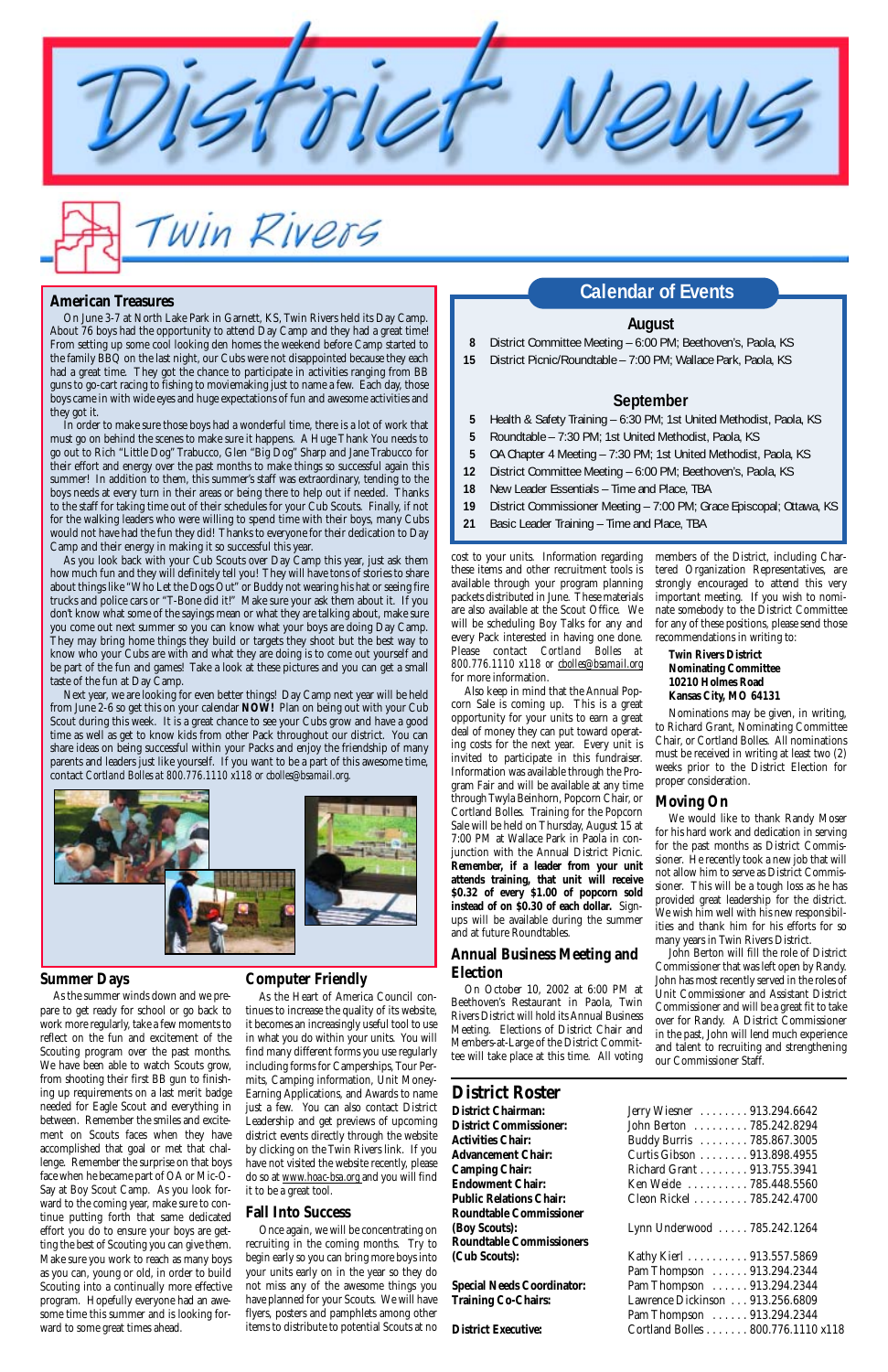# District News

## Twin Rivers

### American Treasures

On June 3-7 at North Lake Park in Garnett, KS, Twin Rivers held its Day Camp. About 76 boys had the opportunity to attend Day Camp and they had a great time! From setting up some cool looking den homes the weekend before Camp started to the family BBQ on the last night, our Cubs were not disappointed because they each had a great time. They got the chance to participate in activities ranging from BB guns to go-cart racing to fishing to moviemaking just to name a few. Each day, those boys came in with wide eyes and huge expectations of fun and awesome activities and they got it.

In order to make sure those boys had a wonderful time, there is a lot of work that must go on behind the scenes to make sure it happens. A Huge Thank You needs to go out to Rich "Little Dog" Trabucco, Glen "Big Dog" Sharp and Jane Trabucco for their effort and energy over the past months to make things so successful again this summer! In addition to them, this summer's staff was extraordinary, tending to the boys needs at every turn in their areas or being there to help out if needed. Thanks to the staff for taking time out of their schedules for your Cub Scouts. Finally, if not for the walking leaders who were willing to spend time with their boys, many Cubs would not have had the fun they did! Thanks to everyone for their dedication to Day Camp and their energy in making it so successful this year.

As you look back with your Cub Scouts over Day Camp this year, just ask them how much fun and they will definitely tell you! They will have tons of stories to share about things like "Who Let the Dogs Out" or Buddy not wearing his hat or seeing fire trucks and police cars or "T-Bone did it!" Make sure your ask them about it. If you don't know what some of the sayings mean or what they are talking about, make sure you come out next summer so you can know what your boys are doing Day Camp. They may bring home things they build or targets they shoot but the best way to know who your Cubs are with and what they are doing is to come out yourself and be part of the fun and games! Take a look at these pictures and you can get a small taste of the fun at Day Camp.

Next year, we are looking for even better things! Day Camp next year will be held from June 2-6 so get this on your calendar **NOW!** Plan on being out with your Cub Scout during this week. It is a great chance to see your Cubs grow and have a good time as well as get to know kids from other Pack throughout our district. You can share ideas on being successful within your Packs and enjoy the friendship of many parents and leaders just like yourself. If you want to be a part of this awesome time, contact Cortland Bolles at 800.776.1110 x118 or cbolles@bsamail.org.

## Calendar of Events

### August

| | |
|---|---|
| 8 | District Committee Meeting – 6:00 PM; Beethoven's, Paola, KS |
| 15 | District Picnic/Roundtable – 7:00 PM; Wallace Park, Paola, KS |

### September

| | |
|---|---|
| 5 | Health & Safety Training – 6:30 PM; 1st United Methodist, Paola, KS |
| 5 | Roundtable – 7:30 PM; 1st United Methodist, Paola, KS |
| 5 | OA Chapter 4 Meeting – 7:30 PM; 1st United Methodist, Paola, KS |
| 12 | District Committee Meeting – 6:00 PM; Beethoven's, Paola, KS |
| 18 | New Leader Essentials – Time and Place, TBA |
| 19 | District Commissioner Meeting – 7:00 PM; Grace Episcopal; Ottawa, KS |
| 21 | Basic Leader Training – Time and Place, TBA |

### Summer Days

As the summer winds down and we prepare to get ready for school or go back to work more regularly, take a few moments to reflect on the fun and excitement of the Scouting program over the past months. We have been able to watch Scouts grow, from shooting their first BB gun to finishing up requirements on a last merit badge needed for Eagle Scout and everything in between. Remember the smiles and excitement on Scouts faces when they have accomplished that goal or met that challenge. Remember the surprise on that boys face when he became part of OA or Mic-O-Say at Boy Scout Camp. As you look forward to the coming year, make sure to continue putting forth that same dedicated effort you do to ensure your boys are getting the best of Scouting you can give them. Make sure you work to reach as many boys as you can, young or old, in order to build Scouting into a continually more effective program. Hopefully everyone had an awesome time this summer and is looking forward to some great times ahead.

### Computer Friendly

As the Heart of America Council continues to increase the quality of its website, it becomes an increasingly useful tool to use in what you do within your units. You will find many different forms you use regularly including forms for Camperships, Tour Permits, Camping information, Unit Money-Earning Applications, and Awards to name just a few. You can also contact District Leadership and get previews of upcoming district events directly through the website by clicking on the Twin Rivers link. If you have not visited the website recently, please do so at www.hoac-bsa.org and you will find it to be a great tool.

### Fall Into Success

Once again, we will be concentrating on recruiting in the coming months. Try to begin early so you can bring more boys into your units early on in the year so they do not miss any of the awesome things you have planned for your Scouts. We will have flyers, posters and pamphlets among other items to distribute to potential Scouts at no cost to your units. Information regarding these items and other recruitment tools is available through your program planning packets distributed in June. These materials are also available at the Scout Office. We will be scheduling Boy Talks for any and every Pack interested in having one done. Please contact Cortland Bolles at 800.776.1110 x118 or cbolles@bsamail.org for more information.

Also keep in mind that the Annual Popcorn Sale is coming up. This is a great opportunity for your units to earn a great deal of money they can put toward operating costs for the next year. Every unit is invited to participate in this fundraiser. Information was available through the Program Fair and will be available at any time through Twyla Beinhorn, Popcorn Chair, or Cortland Bolles. Training for the Popcorn Sale will be held on Thursday, August 15 at 7:00 PM at Wallace Park in Paola in conjunction with the Annual District Picnic. **Remember, if a leader from your unit attends training, that unit will receive $0.32 of every $1.00 of popcorn sold instead of on $0.30 of each dollar.** Sign-ups will be available during the summer and at future Roundtables.

### Annual Business Meeting and Election

On October 10, 2002 at 6:00 PM at Beethoven's Restaurant in Paola, Twin Rivers District will hold its Annual Business Meeting. Elections of District Chair and Members-at-Large of the District Committee will take place at this time. All voting members of the District, including Chartered Organization Representatives, are strongly encouraged to attend this very important meeting. If you wish to nominate somebody to the District Committee for any of these positions, please send those recommendations in writing to:

**Twin Rivers District**
**Nominating Committee**
**10210 Holmes Road**
**Kansas City, MO 64131**

Nominations may be given, in writing, to Richard Grant, Nominating Committee Chair, or Cortland Bolles. All nominations must be received in writing at least two (2) weeks prior to the District Election for proper consideration.

### Moving On

We would like to thank Randy Moser for his hard work and dedication in serving for the past months as District Commissioner. He recently took a new job that will not allow him to serve as District Commissioner. This will be a tough loss as he has provided great leadership for the district. We wish him well with his new responsibilities and thank him for his efforts for so many years in Twin Rivers District.

John Berton will fill the role of District Commissioner that was left open by Randy. John has most recently served in the roles of Unit Commissioner and Assistant District Commissioner and will be a great fit to take over for Randy. A District Commissioner in the past, John will lend much experience and talent to recruiting and strengthening our Commissioner Staff.

### District Roster

| | |
|---|---|
| **District Chairman:** | Jerry Wiesner . . . . . . . . 913.294.6642 |
| **District Commissioner:** | John Berton . . . . . . . . . 785.242.8294 |
| **Activities Chair:** | Buddy Burris . . . . . . . . 785.867.3005 |
| **Advancement Chair:** | Curtis Gibson . . . . . . . . 913.898.4955 |
| **Camping Chair:** | Richard Grant . . . . . . . . 913.755.3941 |
| **Endowment Chair:** | Ken Weide . . . . . . . . . . 785.448.5560 |
| **Public Relations Chair:** | Cleon Rickel . . . . . . . . . 785.242.4700 |
| **Roundtable Commissioner (Boy Scouts):** | Lynn Underwood . . . . . 785.242.1264 |
| **Roundtable Commissioners (Cub Scouts):** | Kathy Kiel . . . . . . . . . . 913.557.5869 |
| | Pam Thompson . . . . . . 913.294.2344 |
| **Special Needs Coordinator:** | Pam Thompson . . . . . . 913.294.2344 |
| **Training Co-Chairs:** | Lawrence Dickinson . . . 913.256.6809 |
| | Pam Thompson . . . . . . 913.294.2344 |
| **District Executive:** | Cortland Bolles . . . . . . . 800.776.1110 x118 |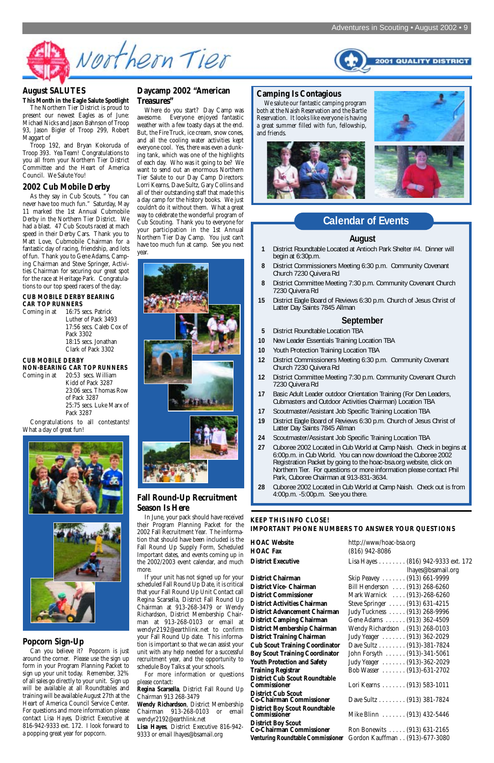# Northern Tier

2001 QUALITY DISTRICT

## August SALUTES

**This Month in the Eagle Salute Spotlight**

The Northern Tier District is proud to present our newest Eagles as of June: Michael Nicks and Jason Bahnson of Troop 93, Jason Bigler of Troop 299, Robert Maggart of

Troop 192, and Bryan Kokoruda of Troop 393. Yea Team! Congratulations to you all from your Northern Tier District Committee and the Heart of America Council. We Salute You!

## 2002 Cub Mobile Derby

As they say in Cub Scouts, " You can never have too much fun." Saturday, May 11 marked the 1st Annual Cubmobile Derby in the Northern Tier District. We had a blast. 47 Cub Scouts raced at mach speed in their Derby Cars. Thank you to Matt Love, Cubmobile Chairman for a fantastic day of racing, friendship, and lots of fun. Thank you to Gene Adams, Camping Chairman and Steve Springer, Activities Chairman for securing our great spot for the race at Heritage Park. Congratulations to our top speed racers of the day:

**CUB MOBILE DERBY BEARING CAR TOP RUNNERS**

Coming in at 16:75 secs. Patrick Luther of Pack 3493
17:56 secs. Caleb Cox of Pack 3302
18:15 secs. Jonathan Clark of Pack 3302

**CUB MOBILE DERBY NON-BEARING CAR TOP RUNNERS**

Coming in at 20:53 secs. William Kidd of Pack 3287
23:06 secs. Thomas Row of Pack 3287
25:75 secs. Luke Marx of Pack 3287

Congratulations to all contestants! What a day of great fun!

## Popcorn Sign-Up

Can you believe it? Popcorn is just around the corner. Please use the sign up form in your Program Planning Packet to sign up your unit today. Remember, 32% of all sales go directly to your unit. Sign up will be available at all Roundtables and training will be available August 27th at the Heart of America Council Service Center. For questions and more information please contact Lisa Hayes, District Executive at 816-942-9333 ext. 172. I look forward to a popping great year for popcorn.

## Daycamp 2002 "American Treasures"

Where do you start? Day Camp was awesome. Everyone enjoyed fantastic weather with a few toasty days at the end. But, the Fire Truck, ice cream, snow cones, and all the cooling water activities kept everyone cool. Yes, there was even a dunking tank, which was one of the highlights of each day. Who was it going to be? We want to send out an enormous Northern Tier Salute to our Day Camp Directors: Lorri Kearns, Dave Sultz, Gary Collins and all of their outstanding staff that made this a day camp for the history books. We just couldn't do it without them. What a great way to celebrate the wonderful program of Cub Scouting. Thank you to everyone for your participation in the 1st Annual Northern Tier Day Camp. You just can't have too much fun at camp. See you next year.

## Fall Round-Up Recruitment Season Is Here

In June, your pack should have received their Program Planning Packet for the 2002 Fall Recruitment Year. The information that should have been included is the Fall Round Up Supply Form, Scheduled Important dates, and events coming up in the 2002/2003 event calendar, and much more.

If your unit has not signed up for your scheduled Fall Round Up Date, it is critical that your Fall Round Up Unit Contact call Regina Scarsella, District Fall Round Up Chairman at 913-268-3479 or Wendy Richardson, District Membership Chairman at 913-268-0103 or email at wendyr2192@earthlink.net to confirm your Fall Round Up date. This information is important so that we can assist your unit with any help needed for a successful recruitment year, and the opportunity to schedule Boy Talks at your schools.

For more information or questions please contact:

**Regina Scarsella**, District Fall Round Up Chairman 913 268-3479
**Wendy Richardson**, District Membership Chairman 913-268-0103 or email wendyr2192@earthlink.net
**Lisa Hayes**, District Executive 816-942-9333 or email lhayes@bsamail.org

## Camping Is Contagious

We salute our fantastic camping program both at the Naish Reservation and the Bartle Reservation. It looks like everyone is having a great summer filled with fun, fellowship, and friends.

## Calendar of Events

### August

- **1** District Roundtable Located at Antioch Park Shelter #4. Dinner will begin at 6:30p.m.
- **8** District Commissioners Meeting 6:30 p.m. Community Covenant Church 7230 Quivera Rd
- **8** District Committee Meeting 7:30 p.m. Community Covenant Church 7230 Quivera Rd
- **15** District Eagle Board of Reviews 6:30 p.m. Church of Jesus Christ of Latter Day Saints 7845 Allman

### September

- **5** District Roundtable Location TBA
- **10** New Leader Essentials Training Location TBA
- **10** Youth Protection Training Location TBA
- **12** District Commissioners Meeting 6:30 p.m. Community Covenant Church 7230 Quivera Rd
- **12** District Committee Meeting 7:30 p.m. Community Covenant Church 7230 Quivera Rd
- **17** Basic Adult Leader outdoor Orientation Training (For Den Leaders, Cubmasters and Outdoor Activities Chairman) Location TBA
- **17** Scoutmaster/Assistant Job Specific Training Location TBA
- **19** District Eagle Board of Reviews 6:30 p.m. Church of Jesus Christ of Latter Day Saints 7845 Allman
- **24** Scoutmaster/Assistant Job Specific Training Location TBA
- **27** Cuboree 2002 Located in Cub World at Camp Naish. Check in begins at 6:00p.m. in Cub World. You can now download the Cuboree 2002 Registration Packet by going to the hoac-bsa.org website, click on Northern Tier. For questions or more information please contact Phil Park, Cuboree Chairman at 913-831-3634.
- **28** Cuboree 2002 Located in Cub World at Camp Naish. Check out is from 4:00p.m. -5:00p.m. See you there.

**KEEP THIS INFO CLOSE!**
**IMPORTANT PHONE NUMBERS TO ANSWER YOUR QUESTIONS**

| | |
|---|---|
| **HOAC Website** | http://www/hoac-bsa.org |
| **HOAC Fax** | (816) 942-8086 |
| **District Executive** | Lisa Hayes . . . . . . . . (816) 942-9333 ext. 172 lhayes@bsamail.org |
| **District Chairman** | Skip Peavey . . . . . . . (913) 661-9999 |
| **District Vice- Chairman** | Bill Henderson . . . . (913) 268-6260 |
| **District Commissioner** | Mark Warnick . . . . (913)-268-6260 |
| **District Activities Chairman** | Steve Springer . . . . . (913) 631-4215 |
| **District Advancement Chairman** | Judy Tuckness . . . . . (913) 268-9996 |
| **District Camping Chairman** | Gene Adams . . . . . . (913) 362-4509 |
| **District Membership Chairman** | Wendy Richardson . (913) 268-0103 |
| **District Training Chairman** | Judy Yeager . . . . . . . (913) 362-2029 |
| **Cub Scout Training Coordinator** | Dave Sultz . . . . . . . . (913)-381-7824 |
| **Boy Scout Training Coordinator** | John Forsyth . . . . . . (913)-341-5061 |
| **Youth Protection and Safety** | Judy Yeager . . . . . . . (913)-362-2029 |
| **Training Registrar** | Bob Wasser . . . . . . . (913)-631-2702 |
| **District Cub Scout Roundtable Commissioner** | Lori Kearns . . . . . . . (913) 583-1011 |
| **District Cub Scout Co-Chairman Commissioner** | Dave Sultz . . . . . . . . (913) 381-7824 |
| **District Boy Scout Roundtable Commissioner** | Mike Blinn . . . . . . . (913) 432-5446 |
| **District Boy Scout Co-Chairman Commissioner** | Ron Bonewits . . . . . (913) 631-2165 |
| **Venturing Roundtable Commissioner** | Gordon Kauffman . . (913)-677-3080 |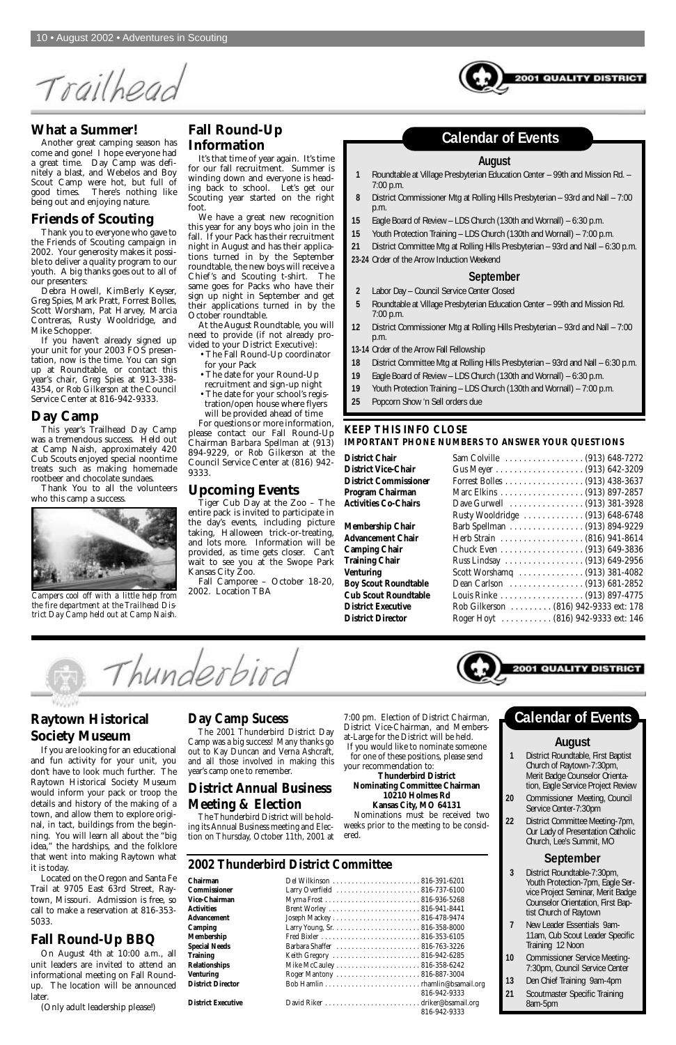# Trailhead

2001 QUALITY DISTRICT

## What a Summer!

Another great camping season has come and gone! I hope everyone had a great time. Day Camp was definitely a blast, and Webelos and Boy Scout Camp were hot, but full of good times. There's nothing like being out and enjoying nature.

## Friends of Scouting

Thank you to everyone who gave to the Friends of Scouting campaign in 2002. Your generosity makes it possible to deliver a quality program to our youth. A big thanks goes out to all of our presenters:

Debra Howell, KimBerly Keyser, Greg Spies, Mark Pratt, Forrest Bolles, Scott Worsham, Pat Harvey, Marcia Contreras, Rusty Wooldridge, and Mike Schopper.

If you haven't already signed up your unit for your 2003 FOS presentation, now is the time. You can sign up at Roundtable, or contact this year's chair, Greg Spies at 913-338-4354, or Rob Gilkerson at the Council Service Center at 816-942-9333.

## Day Camp

This year's Trailhead Day Camp was a tremendous success. Held out at Camp Naish, approximately 420 Cub Scouts enjoyed special noontime treats such as making homemade rootbeer and chocolate sundaes.

Thank You to all the volunteers who this camp a success.

*Campers cool off with a little help from the fire department at the Trailhead District Day Camp held out at Camp Naish.*

## Fall Round-Up Information

It's that time of year again. It's time for our fall recruitment. Summer is winding down and everyone is heading back to school. Let's get our Scouting year started on the right foot.

We have a great new recognition this year for any boys who join in the fall. If your Pack has their recruitment night in August and has their applications turned in by the September roundtable, the new boys will receive a Chief's and Scouting t-shirt. The same goes for Packs who have their sign up night in September and get their applications turned in by the October roundtable.

At the August Roundtable, you will need to provide (if not already provided to your District Executive):

- The Fall Round-Up coordinator for your Pack
- The date for your Round-Up recruitment and sign-up night
- The date for your school's registration/open house where flyers will be provided ahead of time

For questions or more information, please contact our Fall Round-Up Chairman Barbara Spellman at (913) 894-9229, or Rob Gilkerson at the Council Service Center at (816) 942-9333.

## Upcoming Events

Tiger Cub Day at the Zoo – The entire pack is invited to participate in the day's events, including picture taking, Halloween trick-or-treating, and lots more. Information will be provided, as time gets closer. Can't wait to see you at the Swope Park Kansas City Zoo.

Fall Camporee – October 18-20, 2002. Location TBA

## Calendar of Events

### August

- **1** Roundtable at Village Presbyterian Education Center – 99th and Mission Rd. – 7:00 p.m.
- **8** District Commissioner Mtg at Rolling Hills Presbyterian – 93rd and Nall – 7:00 p.m.
- **15** Eagle Board of Review – LDS Church (130th and Wornall) – 6:30 p.m.
- **15** Youth Protection Training – LDS Church (130th and Wornall) – 7:00 p.m.
- **21** District Committee Mtg at Rolling Hills Presbyterian – 93rd and Nall – 6:30 p.m.
- **23-24** Order of the Arrow Induction Weekend

### September

- **2** Labor Day – Council Service Center Closed
- **5** Roundtable at Village Presbyterian Education Center – 99th and Mission Rd. 7:00 p.m.
- **12** District Commissioner Mtg at Rolling Hills Presbyterian – 93rd and Nall – 7:00 p.m.
- **13-14** Order of the Arrow Fall Fellowship
- **18** District Committee Mtg at Rolling Hills Presbyterian – 93rd and Nall – 6:30 p.m.
- **19** Eagle Board of Review – LDS Church (130th and Wornall) – 6:30 p.m.
- **19** Youth Protection Training – LDS Church (130th and Wornall) – 7:00 p.m.
- **25** Popcorn Show 'n Sell orders due

## KEEP THIS INFO CLOSE
### IMPORTANT PHONE NUMBERS TO ANSWER YOUR QUESTIONS

| | | |
|---|---|---|
| **District Chair** | Sam Colville | (913) 648-7272 |
| **District Vice-Chair** | Gus Meyer | (913) 642-3209 |
| **District Commissioner** | Forrest Bolles | (913) 438-3637 |
| **Program Chairman** | Marc Elkins | (913) 897-2857 |
| **Activities Co-Chairs** | Dave Gurwell | (913) 381-3928 |
| | Rusty Wooldridge | (913) 648-6748 |
| **Membership Chair** | Barb Spellman | (913) 894-9229 |
| **Advancement Chair** | Herb Strain | (816) 941-8614 |
| **Camping Chair** | Chuck Even | (913) 649-3836 |
| **Training Chair** | Russ Lindsay | (913) 649-2956 |
| **Venturing** | Scott Worshamq | (913) 381-4082 |
| **Boy Scout Roundtable** | Dean Carlson | (913) 681-2852 |
| **Cub Scout Roundtable** | Louis Rinke | (913) 897-4775 |
| **District Executive** | Rob Gilkerson | (816) 942-9333 ext: 178 |
| **District Director** | Roger Hoyt | (816) 942-9333 ext: 146 |

# Thunderbird

2001 QUALITY DISTRICT

## Raytown Historical Society Museum

If you are looking for an educational and fun activity for your unit, you don't have to look much further. The Raytown Historical Society Museum would inform your pack or troop the details and history of the making of a town, and allow them to explore original, in tact, buildings from the beginning. You will learn all about the "big idea," the hardships, and the folklore that went into making Raytown what it is today.

Located on the Oregon and Santa Fe Trail at 9705 East 63rd Street, Raytown, Missouri. Admission is free, so call to make a reservation at 816-353-5033.

## Fall Round-Up BBQ

On August 4th at 10:00 a.m., all unit leaders are invited to attend an informational meeting on Fall Round-up. The location will be announced later.

(Only adult leadership please!)

## Day Camp Sucess

The 2001 Thunderbird District Day Camp was a big success! Many thanks go out to Kay Duncan and Verna Ashcraft, and all those involved in making this year's camp one to remember.

## District Annual Business Meeting & Election

The Thunderbird District will be holding its Annual Business meeting and Election on Thursday, October 11th, 2001 at 7:00 pm. Election of District Chairman, District Vice-Chairman, and Members-at-Large for the District will be held.

If you would like to nominate someone for one of these positions, please send your recommendation to:

**Thunderbird District**
**Nominating Committee Chairman**
**10210 Holmes Rd**
**Kansas City, MO 64131**

Nominations must be received two weeks prior to the meeting to be considered.

## 2002 Thunderbird District Committee

| | | |
|---|---|---|
| **Chairman** | Del Wilkinson | 816-391-6201 |
| **Commissioner** | Larry Overfield | 816-737-6100 |
| **Vice-Chairman** | Myrna Frost | 816-936-5268 |
| **Activities** | Brent Worley | 816-941-8441 |
| **Advancement** | Joseph Mackey | 816-478-9474 |
| **Camping** | Larry Young, Sr. | 816-358-8000 |
| **Membership** | Fred Bixler | 816-353-6105 |
| **Special Needs** | Barbara Shaffer | 816-763-3226 |
| **Training** | Keith Gregory | 816-942-6285 |
| **Relationships** | Mike McCauley | 816-358-6242 |
| **Venturing** | Roger Mantony | 816-887-3004 |
| **District Director** | Bob Hamlin | rhamlin@bsamail.org 816-942-9333 |
| **District Executive** | David Riker | driker@bsamail.org 816-942-9333 |

## Calendar of Events

### August

- **1** District Roundtable, First Baptist Church of Raytown-7:30pm, Merit Badge Counselor Orientation, Eagle Service Project Review
- **20** Commissioner Meeting, Council Service Center-7:30pm
- **22** District Committee Meeting-7pm, Our Lady of Presentation Catholic Church, Lee's Summit, MO

### September

- **3** District Roundtable-7:30pm, Youth Protection-7pm, Eagle Service Project Seminar, Merit Badge Counselor Orientation, First Baptist Church of Raytown
- **7** New Leader Essentials 9am-11am, Cub Scout Leader Specific Training 12 Noon
- **10** Commissioner Service Meeting-7:30pm, Council Service Center
- **13** Den Chief Training 9am-4pm
- **21** Scoutmaster Specific Training 8am-5pm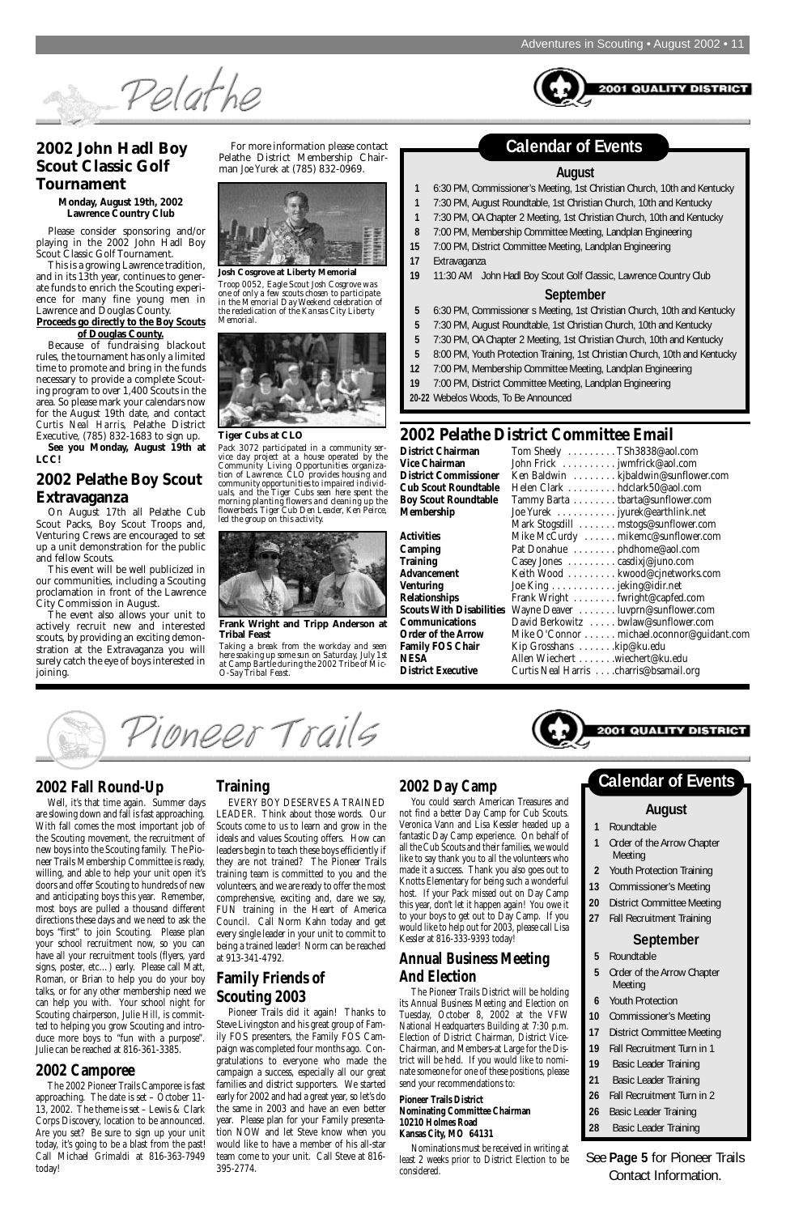# Pelathe

2001 QUALITY DISTRICT

## 2002 John Hadl Boy Scout Classic Golf Tournament

**Monday, August 19th, 2002**
**Lawrence Country Club**

Please consider sponsoring and/or playing in the 2002 John Hadl Boy Scout Classic Golf Tournament.

This is a growing Lawrence tradition, and in its 13th year, continues to generate funds to enrich the Scouting experience for many fine young men in Lawrence and Douglas County. **Proceeds go directly to the Boy Scouts of Douglas County.**

Because of fundraising blackout rules, the tournament has only a limited time to promote and bring in the funds necessary to provide a complete Scouting program to over 1,400 Scouts in the area. So please mark your calendars now for the August 19th date, and contact Curtis Neal Harris, Pelathe District Executive, (785) 832-1683 to sign up.

**See you Monday, August 19th at LCC!**

## 2002 Pelathe Boy Scout Extravaganza

On August 17th all Pelathe Cub Scout Packs, Boy Scout Troops and, Venturing Crews are encouraged to set up a unit demonstration for the public and fellow Scouts.

This event will be well publicized in our communities, including a Scouting proclamation in front of the Lawrence City Commission in August.

The event also allows your unit to actively recruit new and interested scouts, by providing an exciting demonstration at the Extravaganza you will surely catch the eye of boys interested in joining.

For more information please contact Pelathe District Membership Chairman Joe Yurek at (785) 832-0969.

**Josh Cosgrove at Liberty Memorial**
Troop 0052, Eagle Scout Josh Cosgrove was one of only a few scouts chosen to participate in the Memorial Day Weekend celebration of the rededication of the Kansas City Liberty Memorial.

**Tiger Cubs at CLO**
Pack 3072 participated in a community service day project at a house operated by the Community Living Opportunities organization of Lawrence. CLO provides housing and community opportunities to impaired individuals, and the Tiger Cubs seen here spent the morning planting flowers and cleaning up the flowerbeds. Tiger Cub Den Leader, Ken Peirce, led the group on this activity.

**Frank Wright and Tripp Anderson at Tribal Feast**
Taking a break from the workday and seen here soaking up some sun on Saturday, July 1st at Camp Bartle during the 2002 Tribe of Mic-O-Say Tribal Feast.

## Calendar of Events

### August

- **1** 6:30 PM, Commissioner's Meeting, 1st Christian Church, 10th and Kentucky
- **1** 7:30 PM, August Roundtable, 1st Christian Church, 10th and Kentucky
- **1** 7:30 PM, OA Chapter 2 Meeting, 1st Christian Church, 10th and Kentucky
- **8** 7:00 PM, Membership Committee Meeting, Landplan Engineering
- **15** 7:00 PM, District Committee Meeting, Landplan Engineering
- **17** Extravaganza
- **19** 11:30 AM John Hadl Boy Scout Golf Classic, Lawrence Country Club

### September

- **5** 6:30 PM, Commissioner s Meeting, 1st Christian Church, 10th and Kentucky
- **5** 7:30 PM, August Roundtable, 1st Christian Church, 10th and Kentucky
- **5** 7:30 PM, OA Chapter 2 Meeting, 1st Christian Church, 10th and Kentucky
- **5** 8:00 PM, Youth Protection Training, 1st Christian Church, 10th and Kentucky
- **12** 7:00 PM, Membership Committee Meeting, Landplan Engineering
- **19** 7:00 PM, District Committee Meeting, Landplan Engineering
- **20-22** Webelos Woods, To Be Announced

## 2002 Pelathe District Committee Email

| Position | Name | Email |
|---|---|---|
| **District Chairman** | Tom Sheely | TSh3838@aol.com |
| **Vice Chairman** | John Frick | jwmfrick@aol.com |
| **District Commissioner** | Ken Baldwin | kjbaldwin@sunflower.com |
| **Cub Scout Roundtable** | Helen Clark | hdclark50@aol.com |
| **Boy Scout Roundtable** | Tammy Barta | tbarta@sunflower.com |
| **Membership** | Joe Yurek | jyurek@earthlink.net |
| | Mark Stogsdill | mstogs@sunflower.com |
| **Activities** | Mike McCurdy | mikemc@sunflower.com |
| **Camping** | Pat Donahue | phdhome@aol.com |
| **Training** | Casey Jones | casdixj@juno.com |
| **Advancement** | Keith Wood | kwood@cjnetworks.com |
| **Venturing** | Joe King | jeking@idir.net |
| **Relationships** | Frank Wright | fwright@capfed.com |
| **Scouts With Disabilities** | Wayne Deaver | luvprn@sunflower.com |
| **Communications** | David Berkowitz | bwlaw@sunflower.com |
| **Order of the Arrow** | Mike O'Connor | michael.oconnor@guidant.com |
| **Family FOS Chair** | Kip Grosshans | kip@ku.edu |
| **NESA** | Allen Wiechert | wiechert@ku.edu |
| **District Executive** | Curtis Neal Harris | charris@bsamail.org |

# Pioneer Trails

2001 QUALITY DISTRICT

## 2002 Fall Round-Up

Well, it's that time again. Summer days are slowing down and fall is fast approaching. With fall comes the most important job of the Scouting movement, the recruitment of new boys into the Scouting family. The Pioneer Trails Membership Committee is ready, willing, and able to help your unit open it's doors and offer Scouting to hundreds of new and anticipating boys this year. Remember, most boys are pulled a thousand different directions these days and we need to ask the boys "first" to join Scouting. Please plan your school recruitment now, so you can have all your recruitment tools (flyers, yard signs, poster, etc...) early. Please call Matt, Roman, or Brian to help you do your boy talks, or for any other membership need we can help you with. Your school night for Scouting chairperson, Julie Hill, is committed to helping you grow Scouting and introduce more boys to "fun with a purpose". Julie can be reached at 816-361-3385.

## 2002 Camporee

The 2002 Pioneer Trails Camporee is fast approaching. The date is set – October 11-13, 2002. The theme is set – Lewis & Clark Corps Discovery, location to be announced. Are you set? Be sure to sign up your unit today, it's going to be a blast from the past! Call Michael Grimaldi at 816-363-7949 today!

## Training

EVERY BOY DESERVES A TRAINED LEADER. Think about those words. Our Scouts come to us to learn and grow in the ideals and values Scouting offers. How can leaders begin to teach these boys efficiently if they are not trained? The Pioneer Trails training team is committed to you and the volunteers, and we are ready to offer the most comprehensive, exciting and, dare we say, FUN training in the Heart of America Council. Call Norm Kahn today and get every single leader in your unit to commit to being a trained leader! Norm can be reached at 913-341-4792.

## Family Friends of Scouting 2003

Pioneer Trails did it again! Thanks to Steve Livingston and his great group of Family FOS presenters, the Family FOS Campaign was completed four months ago. Congratulations to everyone who made the campaign a success, especially all our great families and district supporters. We started early for 2002 and had a great year, so let's do the same in 2003 and have an even better year. Please plan for your Family presentation NOW and let Steve know when you would like to have a member of his all-star team come to your unit. Call Steve at 816-395-2774.

## 2002 Day Camp

You could search American Treasures and not find a better Day Camp for Cub Scouts. Veronica Vann and Lisa Kessler headed up a fantastic Day Camp experience. On behalf of all the Cub Scouts and their families, we would like to say thank you to all the volunteers who made it a success. Thank you also goes out to Knotts Elementary for being such a wonderful host. If your Pack missed out on Day Camp this year, don't let it happen again! You owe it to your boys to get out to Day Camp. If you would like to help out for 2003, please call Lisa Kessler at 816-333-9393 today!

## Annual Business Meeting And Election

The Pioneer Trails District will be holding its Annual Business Meeting and Election on Tuesday, October 8, 2002 at the VFW National Headquarters Building at 7:30 p.m. Election of District Chairman, District Vice-Chairman, and Members-at Large for the District will be held. If you would like to nominate someone for one of these positions, please send your recommendations to:

**Pioneer Trails District**
**Nominating Committee Chairman**
**10210 Holmes Road**
**Kansas City, MO 64131**

Nominations must be received in writing at least 2 weeks prior to District Election to be considered.

## Calendar of Events

### August

- **1** Roundtable
- **1** Order of the Arrow Chapter Meeting
- **2** Youth Protection Training
- **13** Commissioner's Meeting
- **20** District Committee Meeting
- **27** Fall Recruitment Training

### September

- **5** Roundtable
- **5** Order of the Arrow Chapter Meeting
- **6** Youth Protection
- **10** Commissioner's Meeting
- **17** District Committee Meeting
- **19** Fall Recruitment Turn in 1
- **19** Basic Leader Training
- **21** Basic Leader Training
- **26** Fall Recruitment Turn in 2
- **26** Basic Leader Training
- **28** Basic Leader Training

See **Page 5** for Pioneer Trails Contact Information.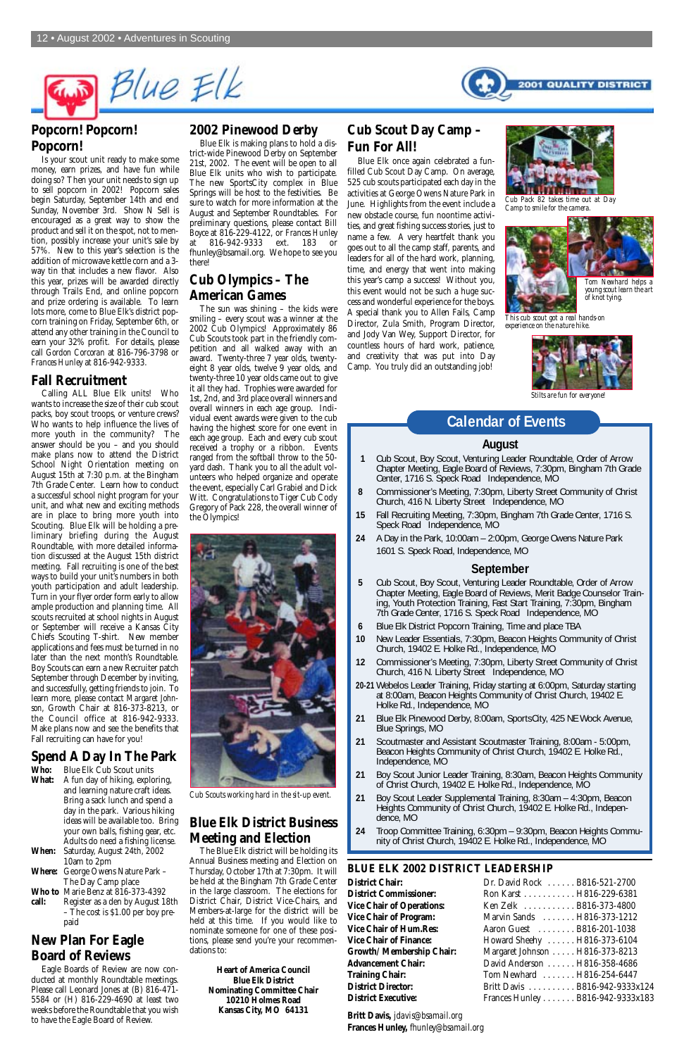# Blue Elk

2001 QUALITY DISTRICT

## Popcorn! Popcorn! Popcorn!

Is your scout unit ready to make some money, earn prizes, and have fun while doing so? Then your unit needs to sign up to sell popcorn in 2002! Popcorn sales begin Saturday, September 14th and end Sunday, November 3rd. Show N Sell is encouraged as a great way to show the product and sell it on the spot, not to mention, possibly increase your unit's sale by 57%. New to this year's selection is the addition of microwave kettle corn and a 3-way tin that includes a new flavor. Also this year, prizes will be awarded directly through Trails End, and online popcorn and prize ordering is available. To learn lots more, come to Blue Elk's district popcorn training on Friday, September 6th, or attend any other training in the Council to earn your 32% profit. For details, please call Gordon Corcoran at 816-796-3798 or Frances Hunley at 816-942-9333.

## Fall Recruitment

Calling ALL Blue Elk units! Who wants to increase the size of their cub scout packs, boy scout troops, or venture crews? Who wants to help influence the lives of more youth in the community? The answer should be you – and you should make plans now to attend the District School Night Orientation meeting on August 15th at 7:30 p.m. at the Bingham 7th Grade Center. Learn how to conduct a successful school night program for your unit, and what new and exciting methods are in place to bring more youth into Scouting. Blue Elk will be holding a preliminary briefing during the August Roundtable, with more detailed information discussed at the August 15th district meeting. Fall recruiting is one of the best ways to build your unit's numbers in both youth participation and adult leadership. Turn in your flyer order form early to allow ample production and planning time. All scouts recruited at school nights in August or September will receive a Kansas City Chiefs Scouting T-shirt. New member applications and fees must be turned in no later than the next month's Roundtable. Boy Scouts can earn a new Recruiter patch September through December by inviting, and successfully, getting friends to join. To learn more, please contact Margaret Johnson, Growth Chair at 816-373-8213, or the Council office at 816-942-9333. Make plans now and see the benefits that Fall recruiting can have for you!

## Spend A Day In The Park

**Who:** Blue Elk Cub Scout units

**What:** A fun day of hiking, exploring, and learning nature craft ideas. Bring a sack lunch and spend a day in the park. Various hiking ideas will be available too. Bring your own balls, fishing gear, etc. Adults do need a fishing license.

**When:** Saturday, August 24th, 2002 10am to 2pm

**Where:** George Owens Nature Park – The Day Camp place

**Who to call:** Marie Benz at 816-373-4392 Register as a den by August 18th – The cost is $1.00 per boy prepaid

## New Plan For Eagle Board of Reviews

Eagle Boards of Review are now conducted at monthly Roundtable meetings. Please call Leonard Jones at (B) 816-471-5584 or (H) 816-229-4690 at least two weeks before the Roundtable that you wish to have the Eagle Board of Review.

## 2002 Pinewood Derby

Blue Elk is making plans to hold a district-wide Pinewood Derby on September 21st, 2002. The event will be open to all Blue Elk units who wish to participate. The new SportsCity complex in Blue Springs will be host to the festivities. Be sure to watch for more information at the August and September Roundtables. For preliminary questions, please contact Bill Boyce at 816-229-4122, or Frances Hunley at 816-942-9333 ext. 183 or fhunley@bsamail.org. We hope to see you there!

## Cub Olympics – The American Games

The sun was shining – the kids were smiling – every scout was a winner at the 2002 Cub Olympics! Approximately 86 Cub Scouts took part in the friendly competition and all walked away with an award. Twenty-three 7 year olds, twenty-eight 8 year olds, twelve 9 year olds, and twenty-three 10 year olds came out to give it all they had. Trophies were awarded for 1st, 2nd, and 3rd place overall winners and overall winners in each age group. Individual event awards were given to the cub having the highest score for one event in each age group. Each and every cub scout received a trophy or a ribbon. Events ranged from the softball throw to the 50-yard dash. Thank you to all the adult volunteers who helped organize and operate the event, especially Carl Grabiel and Dick Witt. Congratulations to Tiger Cub Cody Gregory of Pack 228, the overall winner of the Olympics!

Cub Scouts working hard in the sit-up event.

## Blue Elk District Business Meeting and Election

The Blue Elk district will be holding its Annual Business meeting and Election on Thursday, October 17th at 7:30pm. It will be held at the Bingham 7th Grade Center in the large classroom. The elections for District Chair, District Vice-Chairs, and Members-at-large for the district will be held at this time. If you would like to nominate someone for one of these positions, please send you're your recommendations to:

**Heart of America Council**
**Blue Elk District**
**Nominating Committee Chair**
**10210 Holmes Road**
**Kansas City, MO 64131**

## Cub Scout Day Camp – Fun For All!

Blue Elk once again celebrated a fun-filled Cub Scout Day Camp. On average, 525 cub scouts participated each day in the activities at George Owens Nature Park in June. Highlights from the event include a new obstacle course, fun noontime activities, and great fishing success stories, just to name a few. A very heartfelt thank you goes out to all the camp staff, parents, and leaders for all of the hard work, planning, time, and energy that went into making this year's camp a success! Without you, this event would not be such a huge success and wonderful experience for the boys. A special thank you to Allen Fails, Camp Director, Zula Smith, Program Director, and Jody Van Wey, Support Director, for countless hours of hard work, patience, and creativity that was put into Day Camp. You truly did an outstanding job!

Cub Pack 82 takes time out at Day Camp to smile for the camera.

Tom Newhard helps a young scout learn the art of knot tying.

This cub scout got a real hands-on experience on the nature hike.

Stilts are fun for everyone!

## Calendar of Events

### August

- **1** Cub Scout, Boy Scout, Venturing Leader Roundtable, Order of Arrow Chapter Meeting, Eagle Board of Reviews, 7:30pm, Bingham 7th Grade Center, 1716 S. Speck Road Independence, MO
- **8** Commissioner's Meeting, 7:30pm, Liberty Street Community of Christ Church, 416 N. Liberty Street Independence, MO
- **15** Fall Recruiting Meeting, 7:30pm, Bingham 7th Grade Center, 1716 S. Speck Road Independence, MO
- **24** A Day in the Park, 10:00am – 2:00pm, George Owens Nature Park 1601 S. Speck Road, Independence, MO

### September

- **5** Cub Scout, Boy Scout, Venturing Leader Roundtable, Order of Arrow Chapter Meeting, Eagle Board of Reviews, Merit Badge Counselor Training, Youth Protection Training, Fast Start Training, 7:30pm, Bingham 7th Grade Center, 1716 S. Speck Road Independence, MO
- **6** Blue Elk District Popcorn Training, Time and place TBA
- **10** New Leader Essentials, 7:30pm, Beacon Heights Community of Christ Church, 19402 E. Holke Rd., Independence, MO
- **12** Commissioner's Meeting, 7:30pm, Liberty Street Community of Christ Church, 416 N. Liberty Street Independence, MO
- **20-21** Webelos Leader Training, Friday starting at 6:00pm, Saturday starting at 8:00am, Beacon Heights Community of Christ Church, 19402 E. Holke Rd., Independence, MO
- **21** Blue Elk Pinewood Derby, 8:00am, SportsCity, 425 NE Woods Avenue, Blue Springs, MO
- **21** Scoutmaster and Assistant Scoutmaster Training, 8:00am - 5:00pm, Beacon Heights Community of Christ Church, 19402 E. Holke Rd., Independence, MO
- **21** Boy Scout Junior Leader Training, 8:30am, Beacon Heights Community of Christ Church, 19402 E. Holke Rd., Independence, MO
- **21** Boy Scout Leader Supplemental Training, 8:30am – 4:30pm, Beacon Heights Community of Christ Church, 19402 E. Holke Rd., Independence, MO
- **24** Troop Committee Training, 6:30pm – 9:30pm, Beacon Heights Community of Christ Church, 19402 E. Holke Rd., Independence, MO

## BLUE ELK 2002 DISTRICT LEADERSHIP

| Position | Name | Phone |
|---|---|---|
| **District Chair:** | Dr. David Rock | B816-521-2700 |
| **District Commissioner:** | Ron Karst | H816-229-6381 |
| **Vice Chair of Operations:** | Ken Zelk | B816-373-4800 |
| **Vice Chair of Program:** | Marvin Sands | H816-373-1212 |
| **Vice Chair of Hum.Res:** | Aaron Guest | B816-201-1038 |
| **Vice Chair of Finance:** | Howard Sheehy | H816-373-6104 |
| **Growth/ Membership Chair:** | Margaret Johnson | H816-373-8213 |
| **Advancement Chair:** | David Anderson | H816-358-4686 |
| **Training Chair:** | Tom Newhard | H816-254-6447 |
| **District Director:** | Britt Davis | B816-942-9333x124 |
| **District Executive:** | Frances Hunley | B816-942-9333x183 |

**Britt Davis,** jdavis@bsamail.org
**Frances Hunley,** fhunley@bsamail.org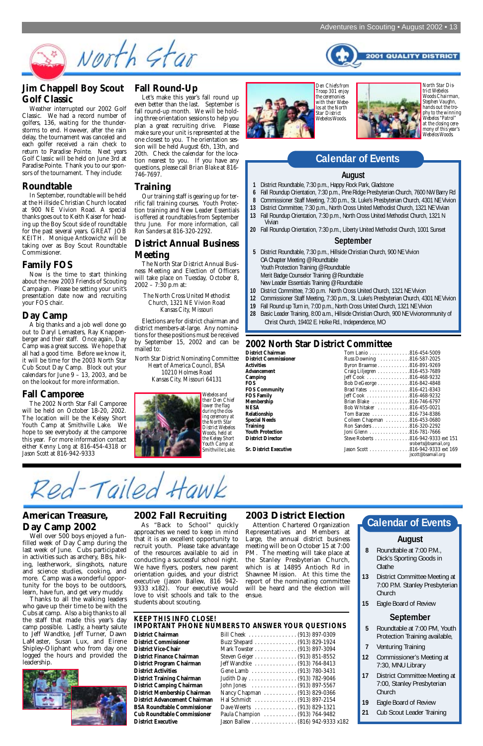# North Star

2001 QUALITY DISTRICT

## Jim Chappell Boy Scout Golf Classic

Weather interrupted our 2002 Golf Classic. We had a record number of golfers, 136, waiting for the thunderstorms to end. However, after the rain delay, the tournament was canceled and each golfer received a rain check to return to Paradise Pointe. Next years Golf Classic will be held on June 3rd at Paradise Pointe. Thank you to our sponsors of the tournament. They include:

## Roundtable

In September, roundtable will be held at the Hillside Christian Church located at 900 NE Vivion Road. A special thanks goes out to Keith Kaiser for heading up the Boy Scout side of roundtable for the past several years. GREAT JOB KEITH. Monique Antkowichz will be taking over as Boy Scout Roundtable Commissioner.

## Family FOS

Now is the time to start thinking about the new 2003 Friends of Scouting Campaign. Please be setting your unit's presentation date now and recruiting your FOS chair.

## Day Camp

A big thanks and a job well done go out to Daryl Lemasters, Ray Knappenberger and their staff. Once again, Day Camp was a great success. We hope that all had a good time. Before we know it, it will be time for the 2003 North Star Cub Scout Day Camp. Block out your calendars for June 9 – 13, 2003, and be on the lookout for more information.

## Fall Camporee

The 2002 North Star Fall Camporee will be held on October 18-20, 2002. The location will be the Kelsey Short Youth Camp at Smithville Lake. We hope to see everybody at the camporee this year. For more information contact either Kenny Long at 816-454-4318 or Jason Scott at 816-942-9333

## Fall Round-Up

Let's make this year's fall round up even better than the last. September is fall round-up month. We will be holding three orientation sessions to help you plan a great recruiting drive. Please make sure your unit is represented at the one closest to you. The orientation session will be held August 6th, 13th, and 20th. Check the calendar for the location nearest to you. If you have any questions, please call Brian Blake at 816-746-7697.

## Training

Our training staff is gearing up for terrific fall training courses. Youth Protection training and New Leader Essentials is offered at roundtables from September thru June. For more information, call Ron Sanders at 816-320-2292.

## District Annual Business Meeting

The North Star District Annual Business Meeting and Election of Officers will take place on Tuesday, October 8, 2002 – 7:30 p.m at:

The North Cross United Methodist Church, 1321 NE Vivion Road
Kansas City, Missouri

Elections are for district chairman and district members-at-large. Any nominations for these positions must be received by September 15, 2002 and can be mailed to:

North Star District Nominating Committee
Heart of America Council, BSA
10210 Holmes Road
Kansas City, Missouri 64131

Webelos and their Den Chief lower the flag during the closing ceremony at the North Star District Webelos Woods, held at the Kelsey Short Youth Camp at Smithville Lake.

Den Chiefs from Troop 301 enjoy the ceremonies with their Webelos at the North Star District Webelos Woods.

North Star District Webelos Woods Chairman, Stephen Vaughn, hands out the trophy to the winning Webelos "Patrol" at the closing ceremony of this year's Webelos Woods.

## Calendar of Events

### August

- **1** District Roundtable, 7:30 p.m., Happy Rock Park, Gladstone
- **6** Fall Roundup Orientation, 7:30 p.m., Pine Ridge Presbyterian Church, 7600 NW Barry Rd
- **8** Commissioner Staff Meeting, 7:30 p.m., St. Luke's Presbyterian Church, 4301 NE Vivion
- **13** District Committee, 7:30 p.m., North Cross United Methodist Church, 1321 NE Vivian
- **13** Fall Roundup Orientation, 7:30 p.m., North Cross United Methodist Church, 1321 N Vivian
- **20** Fall Roundup Orientation, 7:30 p.m., Liberty United Methodist Church, 1001 Sunset

### September

- **5** District Roundtable, 7:30 p.m., Hillside Christian Church, 900 NE Vivion
  OA Chapter Meeting @ Roundtable
  Youth Protection Training @ Roundtable
  Merit Badge Counselor Training @ Roundtable
  New Leader Essentials Training @ Roundtable
- **10** District Committee, 7:30 p.m. North Cross United Church, 1321 NE Vivion
- **12** Commissioner Staff Meeting, 7:30 p.m., St. Luke's Presbyterian Church, 4301 NE Vivion
- **19** Fall Round up Turn in, 7:30 p.m., North Cross United Church, 1321 NE Vivion
- **28** Basic Leader Training, 8:00 a.m., Hillside Christian Church, 900 NE Vivionommunity of Christ Church, 19402 E. Holke Rd., Independence, MO

## 2002 North Star District Committee

| Position | Name | Phone |
|---|---|---|
| District Chairman | Tom Lanio | 816-454-5009 |
| District Commissioner | Russ Downing | 816-587-2025 |
| Activities | Byron Braamse | 816-891-9269 |
| Advancement | Craig Liljegren | 816-453-7689 |
| Camping | Jeff Cook | 816-468-9232 |
| FOS | Bob DeGeorge | 816-842-4848 |
| FOS Community | Brad Yates | 816-421-8343 |
| FOS Family | Jeff Cook | 816-468-9232 |
| Membership | Brian Blake | 816-746-6797 |
| NESA | Bob Whitaker | 816-455-0021 |
| Relationship | Tom Barzee | 816-734-8386 |
| Special Needs | Colleen Chapman | 816-453-0680 |
| Training | Ron Sanders | 816-320-2292 |
| Youth Protection | Joni Glenn | 816-781-7666 |
| District Director | Steve Roberts | 816-942-9333 ext 151 sroberts@bsamail.org |
| Sr. District Executive | Jason Scott | 816-942-9333 ext 169 jscott@bsamail.org |

# Red-Tailed Hawk

## American Treasure, Day Camp 2002

Well over 500 boys enjoyed a fun-filled week of Day Camp during the last week of June. Cubs participated in activities such as archery, BBs, hiking, leatherwork, slingshots, nature and science studies, cooking, and more. Camp was a wonderful opportunity for the boys to be outdoors, learn, have fun, and get very muddy.

Thanks to all the walking leaders who gave up their time to be with the Cubs at camp. Also a big thanks to all the staff that made this year's day camp possible. Lastly, a hearty salute to Jeff Wandtke, Jeff Turner, Dawn LaMaster, Susan Lux, and Eirene Shipley-Oliphant who from day one logged the hours and provided the leadership.

## 2002 Fall Recruiting

As "Back to School" quickly approaches we need to keep in mind that it is an excellent opportunity to recruit youth. Please take advantage of the resources available to aid in conducting a successful school night. We have flyers, posters, new parent orientation guides, and your district executive (Jason Ballew, 816 942-9333 x182). Your executive would love to visit schools and talk to the students about Scouting.

## 2003 District Election

Attention Chartered Organization Representatives and Members at Large, the annual district business meeting will be on October 15 at 7:00 PM. The meeting will take place at the Stanley Presbyterian Church, which is at 14895 Antioch Rd in Shawnee Mission. At this time the report of the nominating committee will be heard and the election will ensue.

## KEEP THIS INFO CLOSE! IMPORTANT PHONE NUMBERS TO ANSWER YOUR QUESTIONS

| Position | Name | Phone |
|---|---|---|
| District Chairman | Bill Cheek | (913) 897-0309 |
| District Commissioner | Buzz Shepard | (913) 829-1924 |
| District Vice-Chair | Mark Towster | (913) 897-3094 |
| District Finance Chairman | Steven Geiger | (913) 851-8552 |
| District Program Chairman | Jeff Wandtke | (913) 764-8413 |
| District Activities | Gene Lamb | (913) 780-3431 |
| District Training Chairman | Judith Day | (913) 782-9046 |
| District Camping Chairman | John Jones | (913) 897-5567 |
| District Membership Chairman | Nancy Chapman | (913) 829-0366 |
| District Advancement Chairman | Hal Schmidt | (913) 897-2154 |
| BSA Roundtable Commissioner | Dave Weerts | (913) 829-1321 |
| Cub Roundtable Commissioner | Paula Champion | (913) 764-9482 |
| District Executive | Jason Ballew | (816) 942-9333 x182 |

## Calendar of Events

### August

- **8** Roundtable at 7:00 P.M., Dick's Sporting Goods in Olathe
- **13** District Committee Meeting at 7:00 P.M. Stanley Presbyterian Church
- **15** Eagle Board of Review

### September

- **5** Roundtable at 7:00 PM, Youth Protection Training available,
- **7** Venturing Training
- **12** Commissioner's Meeting at 7:30, MNU Library
- **17** District Committee Meeting at 7:00, Stanley Presbyterian Church
- **19** Eagle Board of Review
- **21** Cub Scout Leader Training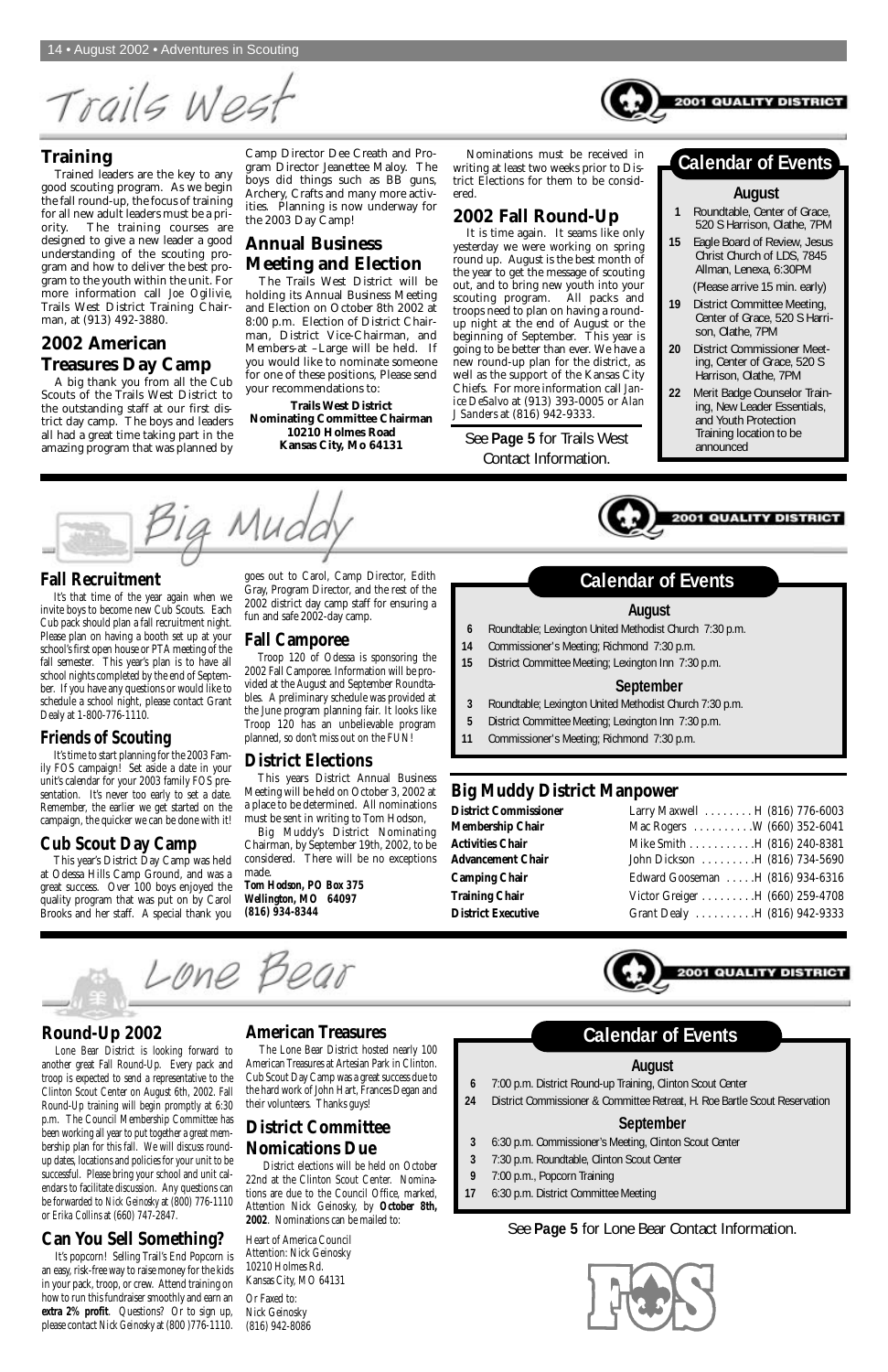# Trails West

2001 QUALITY DISTRICT

## Training

Trained leaders are the key to any good scouting program. As we begin the fall round-up, the focus of training for all new adult leaders must be a priority. The training courses are designed to give a new leader a good understanding of the scouting program and how to deliver the best program to the youth within the unit. For more information call Joe Ogilivie, Trails West District Training Chairman, at (913) 492-3880.

## 2002 American Treasures Day Camp

A big thank you from all the Cub Scouts of the Trails West District to the outstanding staff at our first district day camp. The boys and leaders all had a great time taking part in the amazing program that was planned by Camp Director Dee Creath and Program Director Jeanette Maloy. The boys did things such as BB guns, Archery, Crafts and many more activities. Planning is now underway for the 2003 Day Camp!

## Annual Business Meeting and Election

The Trails West District will be holding its Annual Business Meeting and Election on October 8th 2002 at 8:00 p.m. Election of District Chairman, District Vice-Chairman, and Members-at –Large will be held. If you would like to nominate someone for one of these positions, Please send your recommendations to:

**Trails West District**
**Nominating Committee Chairman**
**10210 Holmes Road**
**Kansas City, Mo 64131**

Nominations must be received in writing at least two weeks prior to District Elections for them to be considered.

## 2002 Fall Round-Up

It is time again. It seams like only yesterday we were working on spring round up. August is the best month of the year to get the message of scouting out, and to bring new youth into your scouting program. All packs and troops need to plan on having a round-up night at the end of August or the beginning of September. This year is going to be better than ever. We have a new round-up plan for the district, as well as the support of the Kansas City Chiefs. For more information call Janice DeSalvo at (913) 393-0005 or Alan J Sanders at (816) 942-9333.

See **Page 5** for Trails West Contact Information.

### Calendar of Events

**August**

- **1** Roundtable, Center of Grace, 520 S Harrison, Olathe, 7PM
- **15** Eagle Board of Review, Jesus Christ Church of LDS, 7845 Allman, Lenexa, 6:30PM (Please arrive 15 min. early)
- **19** District Committee Meeting, Center of Grace, 520 S Harrison, Olathe, 7PM
- **20** District Commissioner Meeting, Center of Grace, 520 S Harrison, Olathe, 7PM
- **22** Merit Badge Counselor Training, New Leader Essentials, and Youth Protection Training location to be announced

# Big Muddy

2001 QUALITY DISTRICT

## Fall Recruitment

It's that time of the year again when we invite boys to become new Cub Scouts. Each Cub pack should plan a fall recruitment night. Please plan on having a booth set up at your school's first open house or PTA meeting of the fall semester. This year's plan is to have all school nights completed by the end of September. If you have any questions or would like to schedule a school night, please contact Grant Dealy at 1-800-776-1110.

## Friends of Scouting

It's time to start planning for the 2003 Family FOS campaign! Set aside a date in your unit's calendar for your 2003 family FOS presentation. It's never too early to set a date. Remember, the earlier we get started on the campaign, the quicker we can be done with it!

## Cub Scout Day Camp

This year's District Day Camp was held at Odessa Hills Camp Ground, and was a great success. Over 100 boys enjoyed the quality program that was put on by Carol Brooks and her staff. A special thank you goes out to Carol, Camp Director, Edith Gray, Program Director, and the rest of the 2002 district day camp staff for ensuring a fun and safe 2002-day camp.

## Fall Camporee

Troop 120 of Odessa is sponsoring the 2002 Fall Camporee. Information will be provided at the August and September Roundtables. A preliminary schedule was provided at the June program planning fair. It looks like Troop 120 has an unbelievable program planned, so don't miss out on the FUN!

## District Elections

This years District Annual Business Meeting will be held on October 3, 2002 at a place to be determined. All nominations must be sent in writing to Tom Hodson,

Big Muddy's District Nominating Chairman, by September 19th, 2002, to be considered. There will be no exceptions made.

**Tom Hodson, PO Box 375**
**Wellington, MO 64097**
**(816) 934-8344**

### Calendar of Events

**August**

- **6** Roundtable; Lexington United Methodist Church 7:30 p.m.
- **14** Commissioner's Meeting; Richmond 7:30 p.m.
- **15** District Committee Meeting; Lexington Inn 7:30 p.m.

**September**

- **3** Roundtable; Lexington United Methodist Church 7:30 p.m.
- **5** District Committee Meeting; Lexington Inn 7:30 p.m.
- **11** Commissioner's Meeting; Richmond 7:30 p.m.

## Big Muddy District Manpower

| Position | Name | Phone |
|---|---|---|
| **District Commissioner** | Larry Maxwell | H (816) 776-6003 |
| **Membership Chair** | Mac Rogers | W (660) 352-6041 |
| **Activities Chair** | Mike Smith | H (816) 240-8381 |
| **Advancement Chair** | John Dickson | H (816) 734-5690 |
| **Camping Chair** | Edward Gooseman | H (816) 934-6316 |
| **Training Chair** | Victor Greiger | H (660) 259-4708 |
| **District Executive** | Grant Dealy | H (816) 942-9333 |

# Lone Bear

2001 QUALITY DISTRICT

## Round-Up 2002

Lone Bear District is looking forward to another great Fall Round-Up. Every pack and troop is expected to send a representative to the Clinton Scout Center on August 6th, 2002. Fall Round-Up training will begin promptly at 6:30 p.m. The Council Membership Committee has been working all year to put together a great membership plan for this fall. We will discuss round-up dates, locations and policies for your unit to be successful. Please bring your school and unit calendars to facilitate discussion. Any questions can be forwarded to Nick Geinosky at (800) 776-1110 or Erika Collins at (660) 747-2847.

## Can You Sell Something?

It's popcorn! Selling Trail's End Popcorn is an easy, risk-free way to raise money for the kids in your pack, troop, or crew. Attend training on how to run this fundraiser smoothly and earn an **extra 2% profit**. Questions? Or to sign up, please contact Nick Geinosky at (800 )776-1110.

## American Treasures

The Lone Bear District hosted nearly 100 American Treasures at Artesian Park in Clinton. Cub Scout Day Camp was a great success due to the hard work of John Hart, Frances Degan and their volunteers. Thanks guys!

## District Committee Nomications Due

District elections will be held on October 22nd at the Clinton Scout Center. Nominations are due to the Council Office, marked, Attention Nick Geinosky, by **October 8th, 2002**. Nominations can be mailed to:

Heart of America Council
Attention: Nick Geinosky
10210 Holmes Rd.
Kansas City, MO 64131

Or Faxed to:
Nick Geinosky
(816) 942-8086

### Calendar of Events

**August**

- **6** 7:00 p.m. District Round-up Training, Clinton Scout Center
- **24** District Commissioner & Committee Retreat, H. Roe Bartle Scout Reservation

**September**

- **3** 6:30 p.m. Commissioner's Meeting, Clinton Scout Center
- **3** 7:30 p.m. Roundtable, Clinton Scout Center
- **9** 7:00 p.m., Popcorn Training
- **17** 6:30 p.m. District Committee Meeting

See **Page 5** for Lone Bear Contact Information.

FOS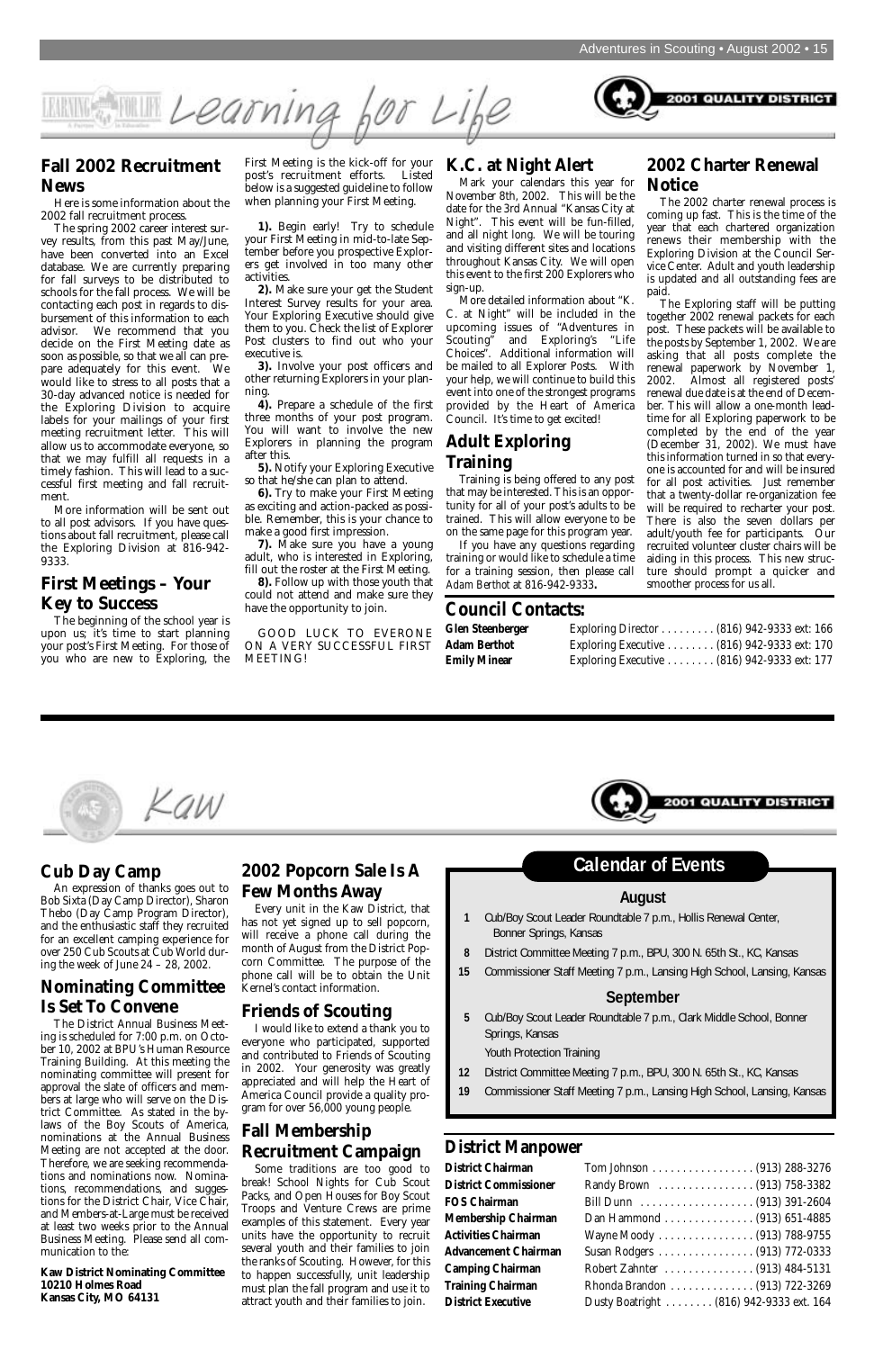# Learning for Life

2001 QUALITY DISTRICT

## Fall 2002 Recruitment News

Here is some information about the 2002 fall recruitment process.

The spring 2002 career interest survey results, from this past May/June, have been converted into an Excel database. We are currently preparing for fall surveys to be distributed to schools for the fall process. We will be contacting each post in regards to disbursement of this information to each advisor. We recommend that you decide on the First Meeting date as soon as possible, so that we all can prepare adequately for this event. We would like to stress to all posts that a 30-day advanced notice is needed for the Exploring Division to acquire labels for your mailings of your first meeting recruitment letter. This will allow us to accommodate everyone, so that we may fulfill all requests in a timely fashion. This will lead to a successful first meeting and fall recruitment.

More information will be sent out to all post advisors. If you have questions about fall recruitment, please call the Exploring Division at 816-942-9333.

## First Meetings – Your Key to Success

The beginning of the school year is upon us; it's time to start planning your post's First Meeting. For those of you who are new to Exploring, the First Meeting is the kick-off for your post's recruitment efforts. Listed below is a suggested guideline to follow when planning your First Meeting.

**1).** Begin early! Try to schedule your First Meeting in mid-to-late September before you prospective Explorers get involved in too many other activities.

**2).** Make sure your get the Student Interest Survey results for your area. Your Exploring Executive should give them to you. Check the list of Explorer Post clusters to find out who your executive is.

**3).** Involve your post officers and other returning Explorers in your planning.

**4).** Prepare a schedule of the first three months of your post program. You will want to involve the new Explorers in planning the program after this.

**5).** Notify your Exploring Executive so that he/she can plan to attend.

**6).** Try to make your First Meeting as exciting and action-packed as possible. Remember, this is your chance to make a good first impression.

**7).** Make sure you have a young adult, who is interested in Exploring, fill out the roster at the First Meeting.

**8).** Follow up with those youth that could not attend and make sure they have the opportunity to join.

GOOD LUCK TO EVERONE ON A VERY SUCCESSFUL FIRST MEETING!

## K.C. at Night Alert

Mark your calendars this year for November 8th, 2002. This will be the date for the 3rd Annual "Kansas City at Night". This event will be fun-filled, and all night long. We will be touring and visiting different sites and locations throughout Kansas City. We will open this event to the first 200 Explorers who sign-up.

More detailed information about "K. C. at Night" will be included in the upcoming issues of "Adventures in Scouting" and Exploring's "Life Choices". Additional information will be mailed to all Explorer Posts. With your help, we will continue to build this event into one of the strongest programs provided by the Heart of America Council. It's time to get excited!

## Adult Exploring Training

Training is being offered to any post that may be interested. This is an opportunity for all of your post's adults to be trained. This will allow everyone to be on the same page for this program year.

If you have any questions regarding training or would like to schedule a time for a training session, then please call *Adam Berthot* at 816-942-9333**.**

## 2002 Charter Renewal Notice

The 2002 charter renewal process is coming up fast. This is the time of the year that each chartered organization renews their membership with the Exploring Division at the Council Service Center. Adult and youth leadership is updated and all outstanding fees are paid.

The Exploring staff will be putting together 2002 renewal packets for each post. These packets will be available to the posts by September 1, 2002. We are asking that all posts complete the renewal paperwork by November 1, 2002. Almost all registered posts' renewal due date is at the end of December. This will allow a one-month lead-time for all Exploring paperwork to be completed by the end of the year (December 31, 2002). We must have this information turned in so that everyone is accounted for and will be insured for all post activities. Just remember that a twenty-dollar re-organization fee will be required to recharter your post. There is also the seven dollars per adult/youth fee for participants. Our recruited volunteer cluster chairs will be aiding in this process. This new structure should prompt a quicker and smoother process for us all.

## Council Contacts:

| | |
|---|---|
| **Glen Steenberger** | Exploring Director . . . . . . . . . (816) 942-9333 ext: 166 |
| **Adam Berthot** | Exploring Executive . . . . . . . . (816) 942-9333 ext: 170 |
| **Emily Minear** | Exploring Executive . . . . . . . . (816) 942-9333 ext: 177 |

# Kaw

2001 QUALITY DISTRICT

## Cub Day Camp

An expression of thanks goes out to Bob Sixta (Day Camp Director), Sharon Thebo (Day Camp Program Director), and the enthusiastic staff they recruited for an excellent camping experience for over 250 Cub Scouts at Cub World during the week of June 24 – 28, 2002.

## Nominating Committee Is Set To Convene

The District Annual Business Meeting is scheduled for 7:00 p.m. on October 10, 2002 at BPU's Human Resource Training Building. At this meeting the nominating committee will present for approval the slate of officers and members at large who will serve on the District Committee. As stated in the bylaws of the Boy Scouts of America, nominations at the Annual Business Meeting are not accepted at the door. Therefore, we are seeking recommendations and nominations now. Nominations, recommendations, and suggestions for the District Chair, Vice Chair, and Members-at-Large must be received at least two weeks prior to the Annual Business Meeting. Please send all communication to the:

**Kaw District Nominating Committee**
**10210 Holmes Road**
**Kansas City, MO 64131**

## 2002 Popcorn Sale Is A Few Months Away

Every unit in the Kaw District, that has not yet signed up to sell popcorn, will receive a phone call during the month of August from the District Popcorn Committee. The purpose of the phone call will be to obtain the Unit Kernel's contact information.

## Friends of Scouting

I would like to extend a thank you to everyone who participated, supported and contributed to Friends of Scouting in 2002. Your generosity was greatly appreciated and will help the Heart of America Council provide a quality program for over 56,000 young people.

## Fall Membership Recruitment Campaign

Some traditions are too good to break! School Nights for Cub Scout Packs, and Open Houses for Boy Scout Troops and Venture Crews are prime examples of this statement. Every year units have the opportunity to recruit several youth and their families to join the ranks of Scouting. However, for this to happen successfully, unit leadership must plan the fall program and use it to attract youth and their families to join.

## Calendar of Events

### August

- **1** Cub/Boy Scout Leader Roundtable 7 p.m., Hollis Renewal Center, Bonner Springs, Kansas
- **8** District Committee Meeting 7 p.m., BPU, 300 N. 65th St., KC, Kansas
- **15** Commissioner Staff Meeting 7 p.m., Lansing High School, Lansing, Kansas

### September

- **5** Cub/Boy Scout Leader Roundtable 7 p.m., Clark Middle School, Bonner Springs, Kansas
  Youth Protection Training
- **12** District Committee Meeting 7 p.m., BPU, 300 N. 65th St., KC, Kansas
- **19** Commissioner Staff Meeting 7 p.m., Lansing High School, Lansing, Kansas

## District Manpower

| | |
|---|---|
| **District Chairman** | Tom Johnson . . . . . . . . . . . . . . . . (913) 288-3276 |
| **District Commissioner** | Randy Brown . . . . . . . . . . . . . . . (913) 758-3382 |
| **FOS Chairman** | Bill Dunn . . . . . . . . . . . . . . . . . . (913) 391-2604 |
| **Membership Chairman** | Dan Hammond . . . . . . . . . . . . . . (913) 651-4885 |
| **Activities Chairman** | Wayne Moody . . . . . . . . . . . . . . . (913) 788-9755 |
| **Advancement Chairman** | Susan Rodgers . . . . . . . . . . . . . . . (913) 772-0333 |
| **Camping Chairman** | Robert Zahnter . . . . . . . . . . . . . . (913) 484-5131 |
| **Training Chairman** | Rhonda Brandon . . . . . . . . . . . . . (913) 722-3269 |
| **District Executive** | Dusty Boatright . . . . . . . . (816) 942-9333 ext. 164 |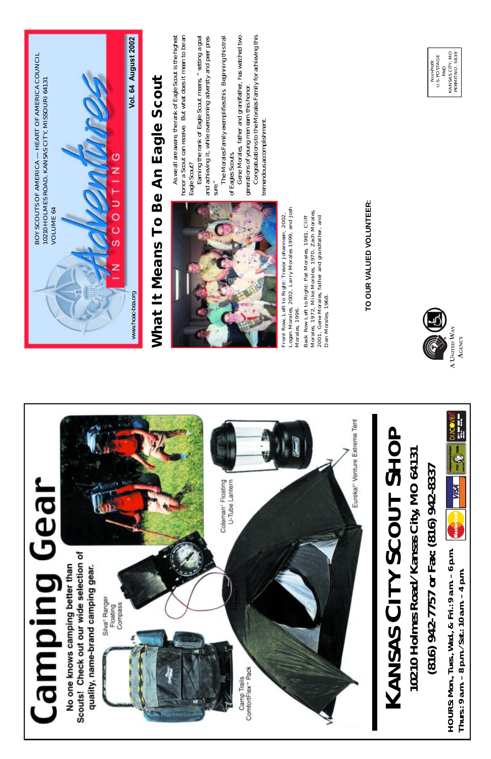BOY SCOUTS OF AMERICA — HEART OF AMERICA COUNCIL
10210 HOLMES ROAD, KANSAS CITY, MISSOURI 64131
VOLUME 64

# Adventures IN SCOUTING

www.hoac-bsa.org

Vol. 64 August 2002

## What It Means To Be An Eagle Scout

Front Row, Left to Right: Trevor Johannsen, 2002, Logan Morales, 2002, Larry Morales 1999, and Josh Morales, 1996.

Back Row Left to Right: Pat Morales, 1981, Cliff Morales, 1972, Mike Morales, 1970, Zach Morales, 2001, Gene Morales, father and grandfather, and Dan Morales, 1968.

As we all are aware, the rank of Eagle Scout is the highest honor a Scout can receive. But what does it mean to be an Eagle Scout?

Earning the rank of Eagle Scout means, "setting a goal and achieving it, while overcoming adversity and peer pressure."

The Morales Family exemplifies this. Beginning this trail of Eagles Scouts, Gene Morales, father and grandfather, has watched two generations of young men earn this honor.

Congratulations to the Morales Family for achieving this tremendous accomplishment.

TO OUR VALUED VOLUNTEER:

A UNITED WAY AGENCY

NonProfit
U.S. POSTAGE
PAID
KANSAS CITY, MO
PERMIT NO. 5839

# Camping Gear

No one knows camping better than Scouts! Check out our wide selection of quality, name-brand camping gear.

Camp Trails ComfortFlex® Pack

Silva® Ranger Floating Compass

Coleman® Floating U-Tube Lantern

Eureka!® Venture Extreme Tent

## KANSAS CITY SCOUT SHOP

**10210 Holmes Road/Kansas City, MO 64131**

**(816) 942-7757 or Fax: (816) 942-8337**

**HOURS: Mon., Tues., Wed., & Fri.: 9 a.m. – 6 p.m.**
**Thurs.: 9 a.m. – 8 p.m./Sat.: 10 a.m. – 4 p.m.**